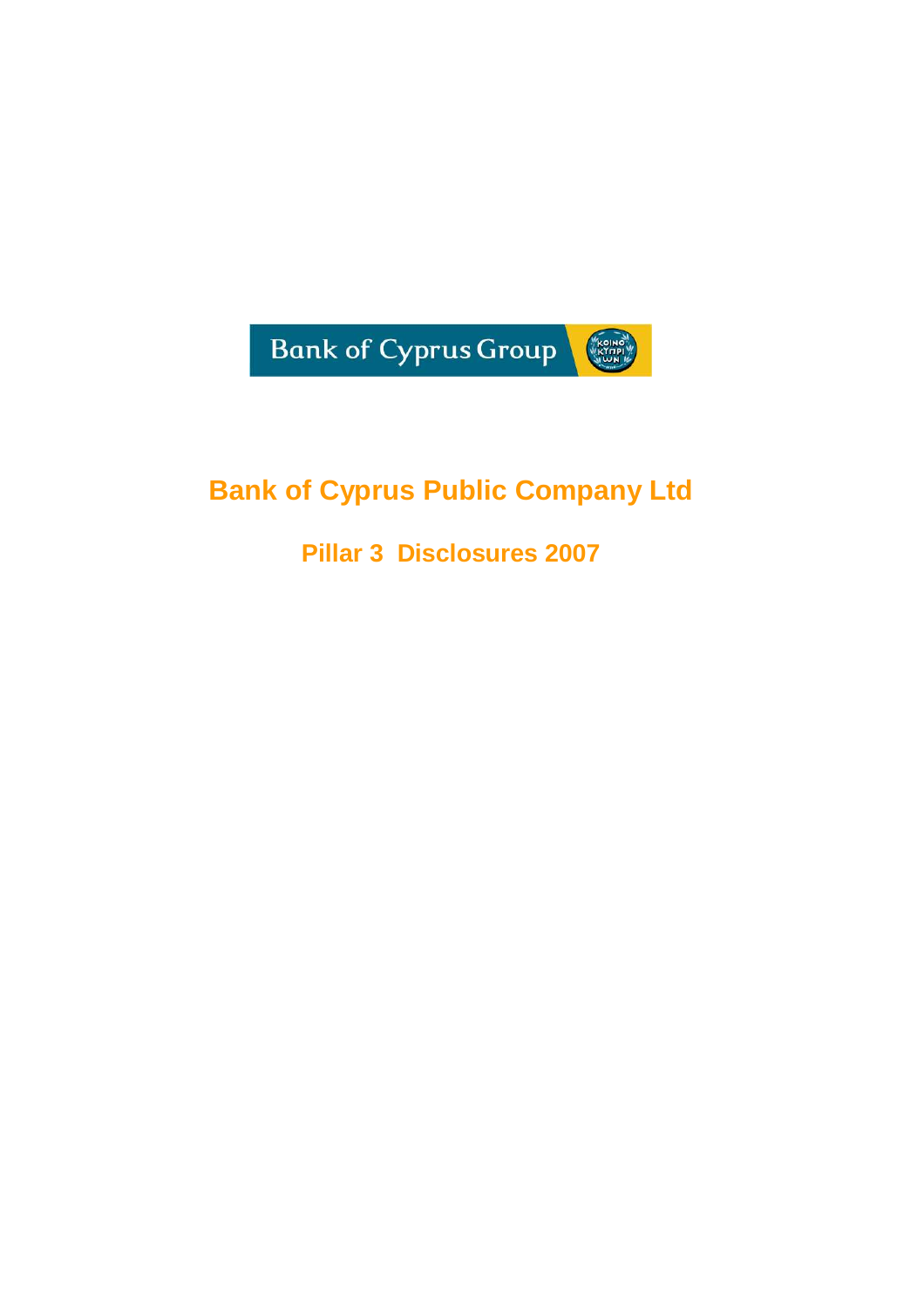Bank of Cyprus Group

# Bank of Cyprus Public Company Ltd

## Pillar 3 Disclosures 2007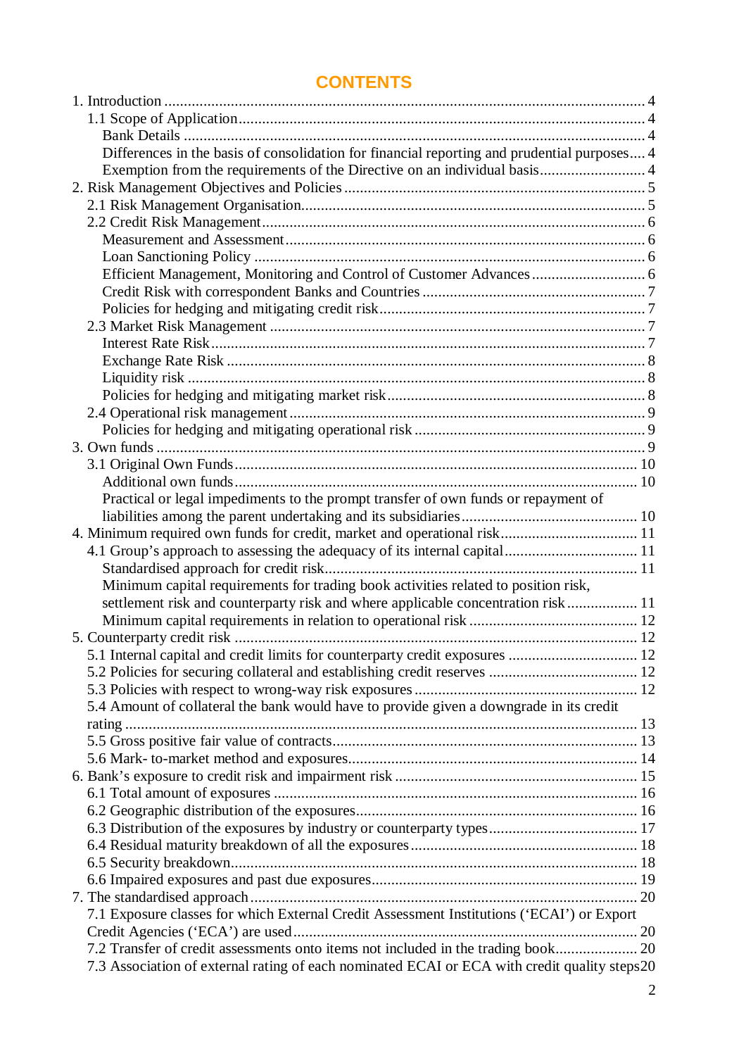# CONTENTS

1. Introduction ........ 4
   - 1.1 Scope of Application ........ 4
     - Bank Details ........ 4
     - Differences in the basis of consolidation for financial reporting and prudential purposes .... 4
     - Exemption from the requirements of the Directive on an individual basis ........ 4
2. Risk Management Objectives and Policies ........ 5
   - 2.1 Risk Management Organisation ........ 5
   - 2.2 Credit Risk Management ........ 6
     - Measurement and Assessment ........ 6
     - Loan Sanctioning Policy ........ 6
     - Efficient Management, Monitoring and Control of Customer Advances ........ 6
     - Credit Risk with correspondent Banks and Countries ........ 7
     - Policies for hedging and mitigating credit risk ........ 7
   - 2.3 Market Risk Management ........ 7
     - Interest Rate Risk ........ 7
     - Exchange Rate Risk ........ 8
     - Liquidity risk ........ 8
     - Policies for hedging and mitigating market risk ........ 8
   - 2.4 Operational risk management ........ 9
     - Policies for hedging and mitigating operational risk ........ 9
3. Own funds ........ 9
   - 3.1 Original Own Funds ........ 10
     - Additional own funds ........ 10
     - Practical or legal impediments to the prompt transfer of own funds or repayment of liabilities among the parent undertaking and its subsidiaries ........ 10
4. Minimum required own funds for credit, market and operational risk ........ 11
   - 4.1 Group's approach to assessing the adequacy of its internal capital ........ 11
     - Standardised approach for credit risk ........ 11
     - Minimum capital requirements for trading book activities related to position risk, settlement risk and counterparty risk and where applicable concentration risk ........ 11
     - Minimum capital requirements in relation to operational risk ........ 12
5. Counterparty credit risk ........ 12
   - 5.1 Internal capital and credit limits for counterparty credit exposures ........ 12
   - 5.2 Policies for securing collateral and establishing credit reserves ........ 12
   - 5.3 Policies with respect to wrong-way risk exposures ........ 12
   - 5.4 Amount of collateral the bank would have to provide given a downgrade in its credit rating ........ 13
   - 5.5 Gross positive fair value of contracts ........ 13
   - 5.6 Mark- to-market method and exposures ........ 14
6. Bank's exposure to credit risk and impairment risk ........ 15
   - 6.1 Total amount of exposures ........ 16
   - 6.2 Geographic distribution of the exposures ........ 16
   - 6.3 Distribution of the exposures by industry or counterparty types ........ 17
   - 6.4 Residual maturity breakdown of all the exposures ........ 18
   - 6.5 Security breakdown ........ 18
   - 6.6 Impaired exposures and past due exposures ........ 19
7. The standardised approach ........ 20
   - 7.1 Exposure classes for which External Credit Assessment Institutions ('ECAI') or Export Credit Agencies ('ECA') are used ........ 20
   - 7.2 Transfer of credit assessments onto items not included in the trading book ........ 20
   - 7.3 Association of external rating of each nominated ECAI or ECA with credit quality steps 20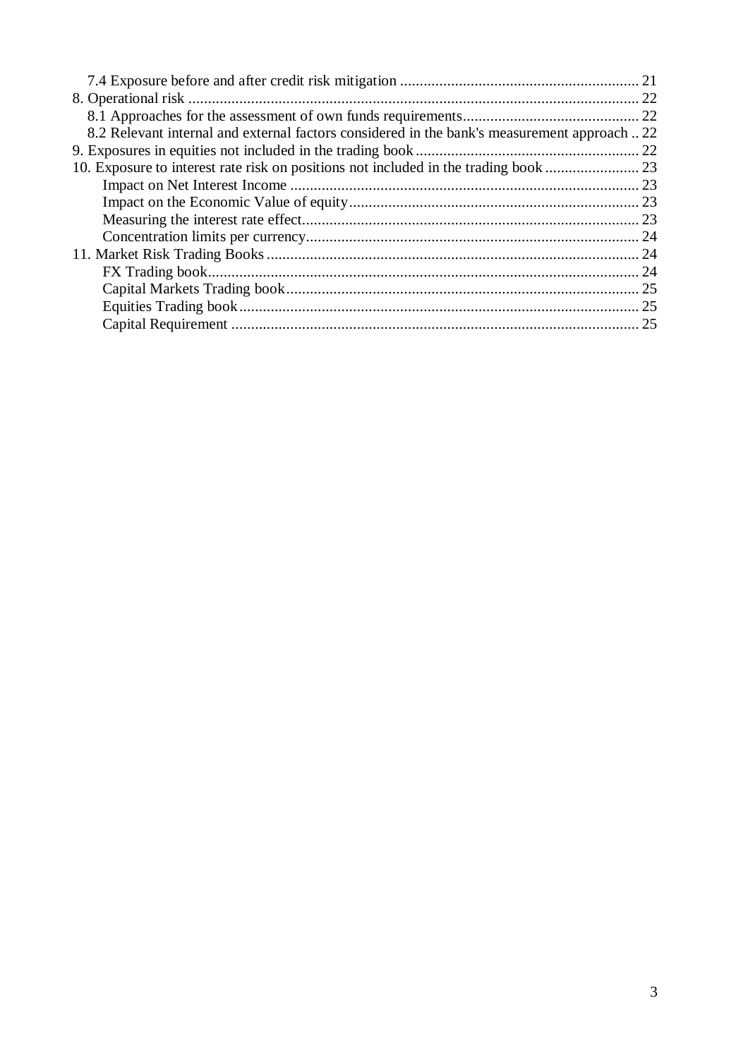7.4 Exposure before and after credit risk mitigation ............................................................ 21
8. Operational risk .................................................................................................................. 22
8.1 Approaches for the assessment of own funds requirements............................................ 22
8.2 Relevant internal and external factors considered in the bank's measurement approach .. 22
9. Exposures in equities not included in the trading book ......................................................... 22
10. Exposure to interest rate risk on positions not included in the trading book ........................ 23
Impact on Net Interest Income ......................................................................................... 23
Impact on the Economic Value of equity.......................................................................... 23
Measuring the interest rate effect...................................................................................... 23
Concentration limits per currency..................................................................................... 24
11. Market Risk Trading Books ............................................................................................... 24
FX Trading book.............................................................................................................. 24
Capital Markets Trading book.......................................................................................... 25
Equities Trading book...................................................................................................... 25
Capital Requirement ........................................................................................................ 25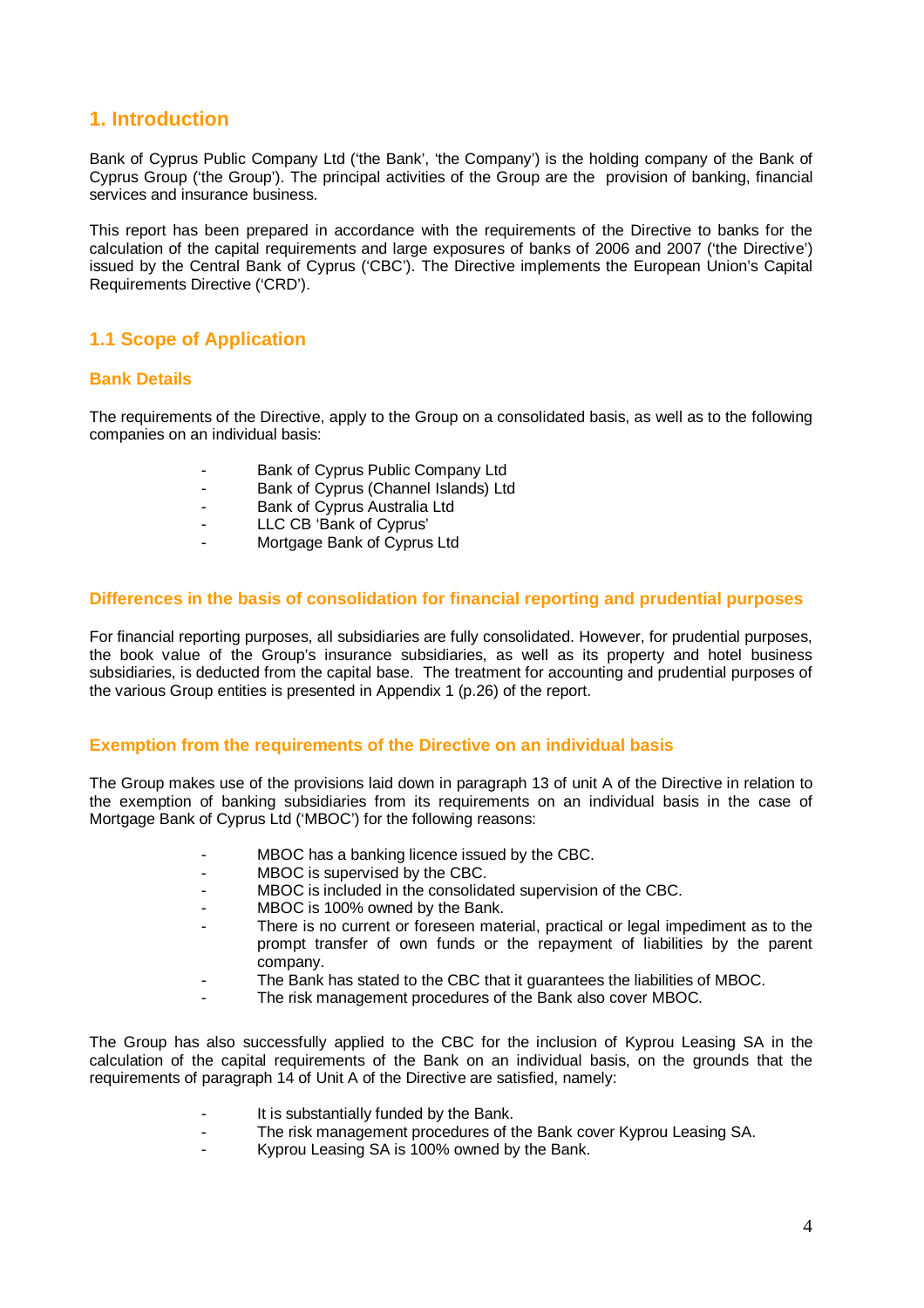# 1. Introduction

Bank of Cyprus Public Company Ltd ('the Bank', 'the Company') is the holding company of the Bank of Cyprus Group ('the Group'). The principal activities of the Group are the provision of banking, financial services and insurance business.

This report has been prepared in accordance with the requirements of the Directive to banks for the calculation of the capital requirements and large exposures of banks of 2006 and 2007 ('the Directive') issued by the Central Bank of Cyprus ('CBC'). The Directive implements the European Union's Capital Requirements Directive ('CRD').

## 1.1 Scope of Application

### Bank Details

The requirements of the Directive, apply to the Group on a consolidated basis, as well as to the following companies on an individual basis:

- Bank of Cyprus Public Company Ltd
- Bank of Cyprus (Channel Islands) Ltd
- Bank of Cyprus Australia Ltd
- LLC CB 'Bank of Cyprus'
- Mortgage Bank of Cyprus Ltd

### Differences in the basis of consolidation for financial reporting and prudential purposes

For financial reporting purposes, all subsidiaries are fully consolidated. However, for prudential purposes, the book value of the Group's insurance subsidiaries, as well as its property and hotel business subsidiaries, is deducted from the capital base. The treatment for accounting and prudential purposes of the various Group entities is presented in Appendix 1 (p.26) of the report.

### Exemption from the requirements of the Directive on an individual basis

The Group makes use of the provisions laid down in paragraph 13 of unit A of the Directive in relation to the exemption of banking subsidiaries from its requirements on an individual basis in the case of Mortgage Bank of Cyprus Ltd ('MBOC') for the following reasons:

- MBOC has a banking licence issued by the CBC.
- MBOC is supervised by the CBC.
- MBOC is included in the consolidated supervision of the CBC.
- MBOC is 100% owned by the Bank.
- There is no current or foreseen material, practical or legal impediment as to the prompt transfer of own funds or the repayment of liabilities by the parent company.
- The Bank has stated to the CBC that it guarantees the liabilities of MBOC.
- The risk management procedures of the Bank also cover MBOC.

The Group has also successfully applied to the CBC for the inclusion of Kyprou Leasing SA in the calculation of the capital requirements of the Bank on an individual basis, on the grounds that the requirements of paragraph 14 of Unit A of the Directive are satisfied, namely:

- It is substantially funded by the Bank.
- The risk management procedures of the Bank cover Kyprou Leasing SA.
- Kyprou Leasing SA is 100% owned by the Bank.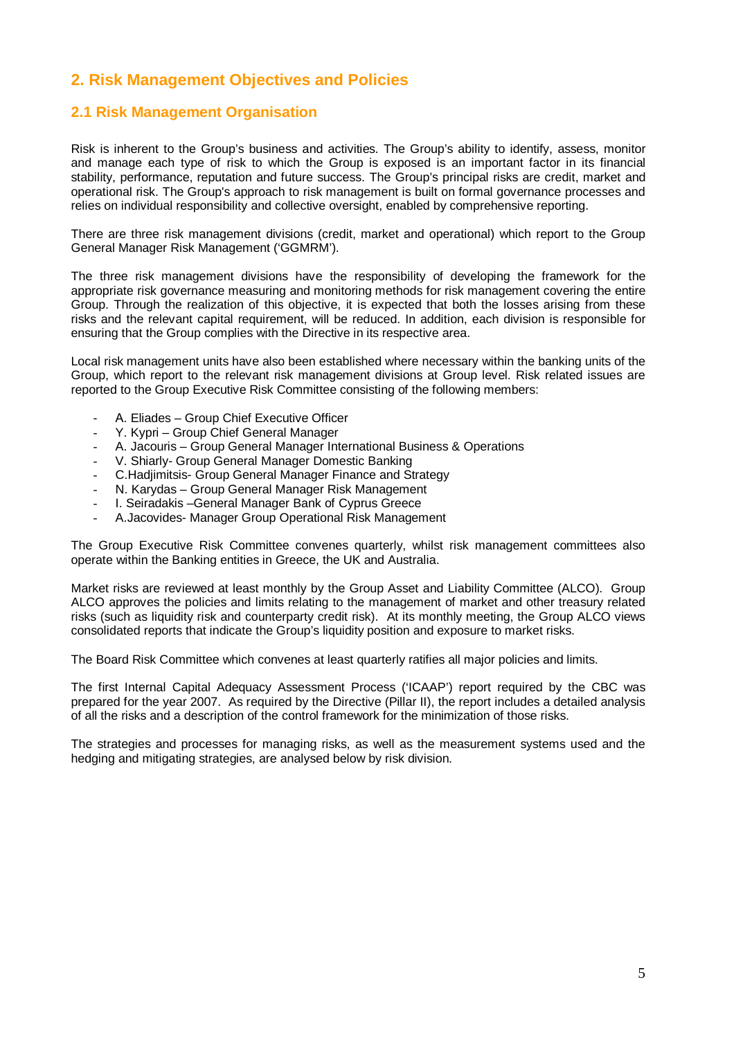# 2. Risk Management Objectives and Policies

## 2.1 Risk Management Organisation

Risk is inherent to the Group's business and activities. The Group's ability to identify, assess, monitor and manage each type of risk to which the Group is exposed is an important factor in its financial stability, performance, reputation and future success. The Group's principal risks are credit, market and operational risk. The Group's approach to risk management is built on formal governance processes and relies on individual responsibility and collective oversight, enabled by comprehensive reporting.

There are three risk management divisions (credit, market and operational) which report to the Group General Manager Risk Management ('GGMRM').

The three risk management divisions have the responsibility of developing the framework for the appropriate risk governance measuring and monitoring methods for risk management covering the entire Group. Through the realization of this objective, it is expected that both the losses arising from these risks and the relevant capital requirement, will be reduced. In addition, each division is responsible for ensuring that the Group complies with the Directive in its respective area.

Local risk management units have also been established where necessary within the banking units of the Group, which report to the relevant risk management divisions at Group level. Risk related issues are reported to the Group Executive Risk Committee consisting of the following members:

- A. Eliades – Group Chief Executive Officer
- Y. Kypri – Group Chief General Manager
- A. Jacouris – Group General Manager International Business & Operations
- V. Shiarly- Group General Manager Domestic Banking
- C.Hadjimitsis- Group General Manager Finance and Strategy
- N. Karydas – Group General Manager Risk Management
- I. Seiradakis –General Manager Bank of Cyprus Greece
- A.Jacovides- Manager Group Operational Risk Management

The Group Executive Risk Committee convenes quarterly, whilst risk management committees also operate within the Banking entities in Greece, the UK and Australia.

Market risks are reviewed at least monthly by the Group Asset and Liability Committee (ALCO). Group ALCO approves the policies and limits relating to the management of market and other treasury related risks (such as liquidity risk and counterparty credit risk). At its monthly meeting, the Group ALCO views consolidated reports that indicate the Group's liquidity position and exposure to market risks.

The Board Risk Committee which convenes at least quarterly ratifies all major policies and limits.

The first Internal Capital Adequacy Assessment Process ('ICAAP') report required by the CBC was prepared for the year 2007. As required by the Directive (Pillar II), the report includes a detailed analysis of all the risks and a description of the control framework for the minimization of those risks.

The strategies and processes for managing risks, as well as the measurement systems used and the hedging and mitigating strategies, are analysed below by risk division.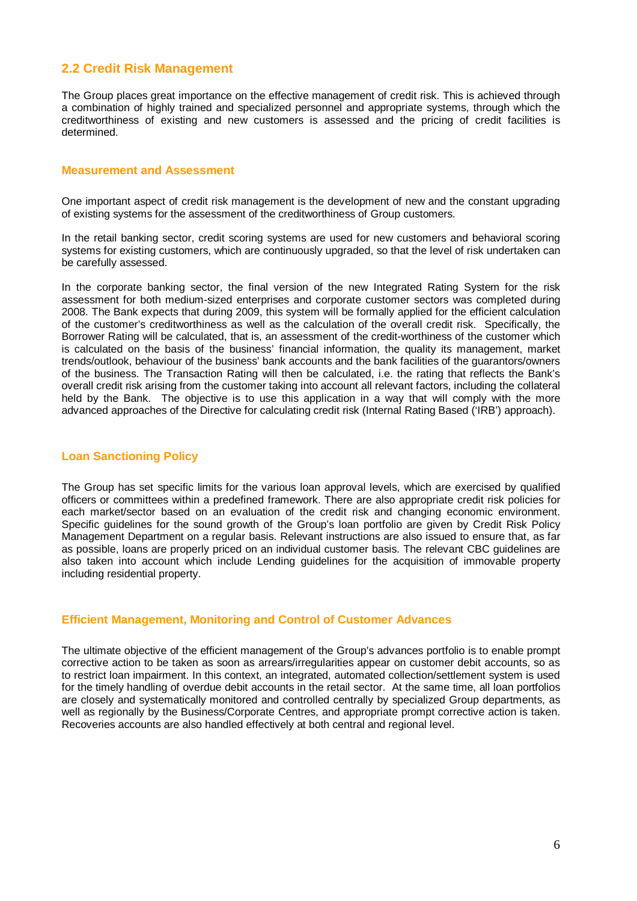## 2.2 Credit Risk Management

The Group places great importance on the effective management of credit risk. This is achieved through a combination of highly trained and specialized personnel and appropriate systems, through which the creditworthiness of existing and new customers is assessed and the pricing of credit facilities is determined.

### Measurement and Assessment

One important aspect of credit risk management is the development of new and the constant upgrading of existing systems for the assessment of the creditworthiness of Group customers.

In the retail banking sector, credit scoring systems are used for new customers and behavioral scoring systems for existing customers, which are continuously upgraded, so that the level of risk undertaken can be carefully assessed.

In the corporate banking sector, the final version of the new Integrated Rating System for the risk assessment for both medium-sized enterprises and corporate customer sectors was completed during 2008. The Bank expects that during 2009, this system will be formally applied for the efficient calculation of the customer's creditworthiness as well as the calculation of the overall credit risk. Specifically, the Borrower Rating will be calculated, that is, an assessment of the credit-worthiness of the customer which is calculated on the basis of the business' financial information, the quality its management, market trends/outlook, behaviour of the business' bank accounts and the bank facilities of the guarantors/owners of the business. The Transaction Rating will then be calculated, i.e. the rating that reflects the Bank's overall credit risk arising from the customer taking into account all relevant factors, including the collateral held by the Bank. The objective is to use this application in a way that will comply with the more advanced approaches of the Directive for calculating credit risk (Internal Rating Based ('IRB') approach).

### Loan Sanctioning Policy

The Group has set specific limits for the various loan approval levels, which are exercised by qualified officers or committees within a predefined framework. There are also appropriate credit risk policies for each market/sector based on an evaluation of the credit risk and changing economic environment. Specific guidelines for the sound growth of the Group's loan portfolio are given by Credit Risk Policy Management Department on a regular basis. Relevant instructions are also issued to ensure that, as far as possible, loans are properly priced on an individual customer basis. The relevant CBC guidelines are also taken into account which include Lending guidelines for the acquisition of immovable property including residential property.

### Efficient Management, Monitoring and Control of Customer Advances

The ultimate objective of the efficient management of the Group's advances portfolio is to enable prompt corrective action to be taken as soon as arrears/irregularities appear on customer debit accounts, so as to restrict loan impairment. In this context, an integrated, automated collection/settlement system is used for the timely handling of overdue debit accounts in the retail sector. At the same time, all loan portfolios are closely and systematically monitored and controlled centrally by specialized Group departments, as well as regionally by the Business/Corporate Centres, and appropriate prompt corrective action is taken. Recoveries accounts are also handled effectively at both central and regional level.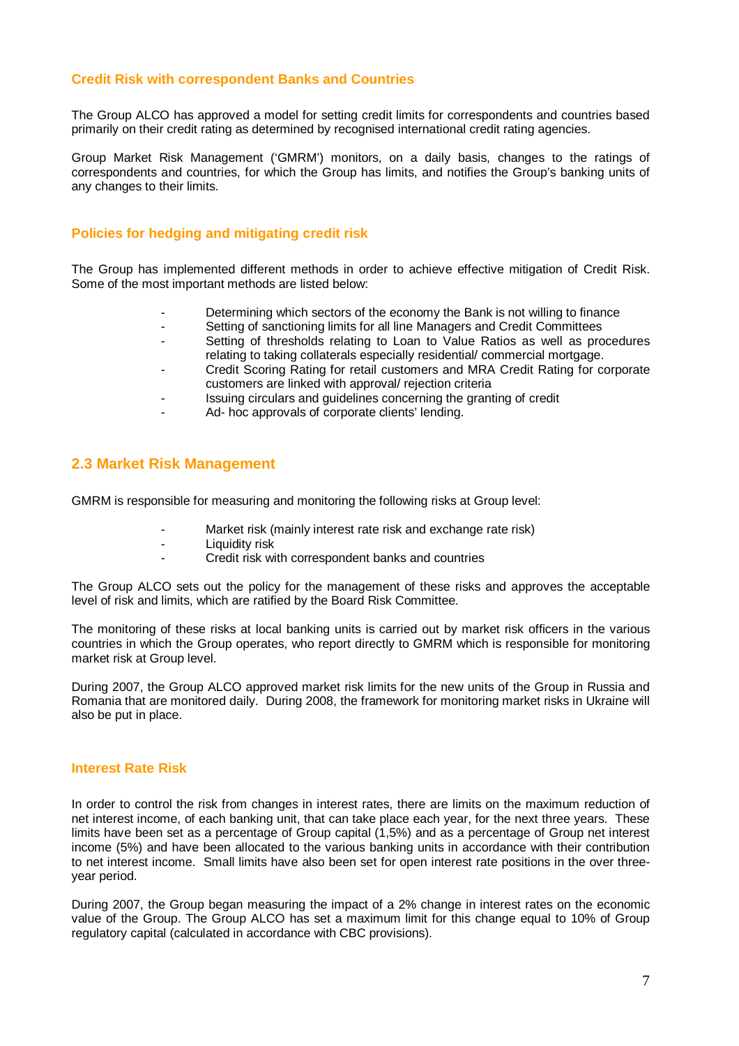### Credit Risk with correspondent Banks and Countries

The Group ALCO has approved a model for setting credit limits for correspondents and countries based primarily on their credit rating as determined by recognised international credit rating agencies.

Group Market Risk Management ('GMRM') monitors, on a daily basis, changes to the ratings of correspondents and countries, for which the Group has limits, and notifies the Group's banking units of any changes to their limits.

### Policies for hedging and mitigating credit risk

The Group has implemented different methods in order to achieve effective mitigation of Credit Risk. Some of the most important methods are listed below:

- Determining which sectors of the economy the Bank is not willing to finance
- Setting of sanctioning limits for all line Managers and Credit Committees
- Setting of thresholds relating to Loan to Value Ratios as well as procedures relating to taking collaterals especially residential/ commercial mortgage.
- Credit Scoring Rating for retail customers and MRA Credit Rating for corporate customers are linked with approval/ rejection criteria
- Issuing circulars and guidelines concerning the granting of credit
- Ad- hoc approvals of corporate clients' lending.

## 2.3 Market Risk Management

GMRM is responsible for measuring and monitoring the following risks at Group level:

- Market risk (mainly interest rate risk and exchange rate risk)
- Liquidity risk
- Credit risk with correspondent banks and countries

The Group ALCO sets out the policy for the management of these risks and approves the acceptable level of risk and limits, which are ratified by the Board Risk Committee.

The monitoring of these risks at local banking units is carried out by market risk officers in the various countries in which the Group operates, who report directly to GMRM which is responsible for monitoring market risk at Group level.

During 2007, the Group ALCO approved market risk limits for the new units of the Group in Russia and Romania that are monitored daily. During 2008, the framework for monitoring market risks in Ukraine will also be put in place.

### Interest Rate Risk

In order to control the risk from changes in interest rates, there are limits on the maximum reduction of net interest income, of each banking unit, that can take place each year, for the next three years. These limits have been set as a percentage of Group capital (1,5%) and as a percentage of Group net interest income (5%) and have been allocated to the various banking units in accordance with their contribution to net interest income. Small limits have also been set for open interest rate positions in the over three-year period.

During 2007, the Group began measuring the impact of a 2% change in interest rates on the economic value of the Group. The Group ALCO has set a maximum limit for this change equal to 10% of Group regulatory capital (calculated in accordance with CBC provisions).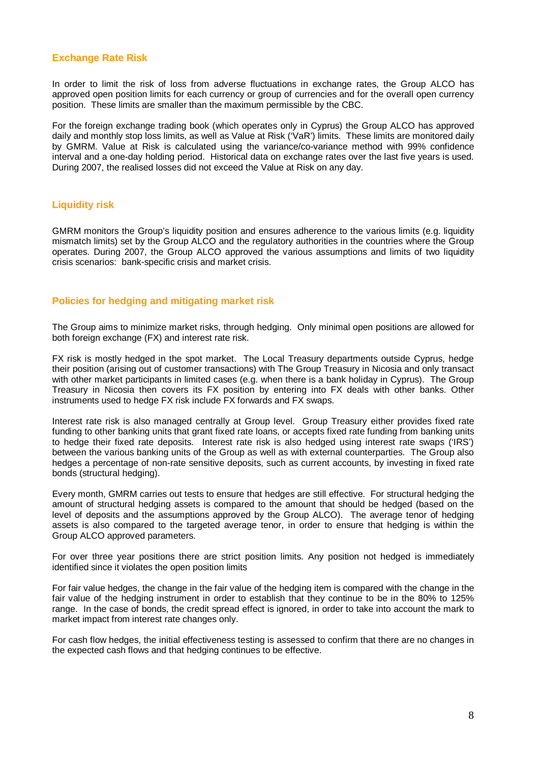## Exchange Rate Risk

In order to limit the risk of loss from adverse fluctuations in exchange rates, the Group ALCO has approved open position limits for each currency or group of currencies and for the overall open currency position. These limits are smaller than the maximum permissible by the CBC.

For the foreign exchange trading book (which operates only in Cyprus) the Group ALCO has approved daily and monthly stop loss limits, as well as Value at Risk ('VaR') limits. These limits are monitored daily by GMRM. Value at Risk is calculated using the variance/co-variance method with 99% confidence interval and a one-day holding period. Historical data on exchange rates over the last five years is used. During 2007, the realised losses did not exceed the Value at Risk on any day.

## Liquidity risk

GMRM monitors the Group's liquidity position and ensures adherence to the various limits (e.g. liquidity mismatch limits) set by the Group ALCO and the regulatory authorities in the countries where the Group operates. During 2007, the Group ALCO approved the various assumptions and limits of two liquidity crisis scenarios: bank-specific crisis and market crisis.

## Policies for hedging and mitigating market risk

The Group aims to minimize market risks, through hedging. Only minimal open positions are allowed for both foreign exchange (FX) and interest rate risk.

FX risk is mostly hedged in the spot market. The Local Treasury departments outside Cyprus, hedge their position (arising out of customer transactions) with The Group Treasury in Nicosia and only transact with other market participants in limited cases (e.g. when there is a bank holiday in Cyprus). The Group Treasury in Nicosia then covers its FX position by entering into FX deals with other banks. Other instruments used to hedge FX risk include FX forwards and FX swaps.

Interest rate risk is also managed centrally at Group level. Group Treasury either provides fixed rate funding to other banking units that grant fixed rate loans, or accepts fixed rate funding from banking units to hedge their fixed rate deposits. Interest rate risk is also hedged using interest rate swaps ('IRS') between the various banking units of the Group as well as with external counterparties. The Group also hedges a percentage of non-rate sensitive deposits, such as current accounts, by investing in fixed rate bonds (structural hedging).

Every month, GMRM carries out tests to ensure that hedges are still effective. For structural hedging the amount of structural hedging assets is compared to the amount that should be hedged (based on the level of deposits and the assumptions approved by the Group ALCO). The average tenor of hedging assets is also compared to the targeted average tenor, in order to ensure that hedging is within the Group ALCO approved parameters.

For over three year positions there are strict position limits. Any position not hedged is immediately identified since it violates the open position limits

For fair value hedges, the change in the fair value of the hedging item is compared with the change in the fair value of the hedging instrument in order to establish that they continue to be in the 80% to 125% range. In the case of bonds, the credit spread effect is ignored, in order to take into account the mark to market impact from interest rate changes only.

For cash flow hedges, the initial effectiveness testing is assessed to confirm that there are no changes in the expected cash flows and that hedging continues to be effective.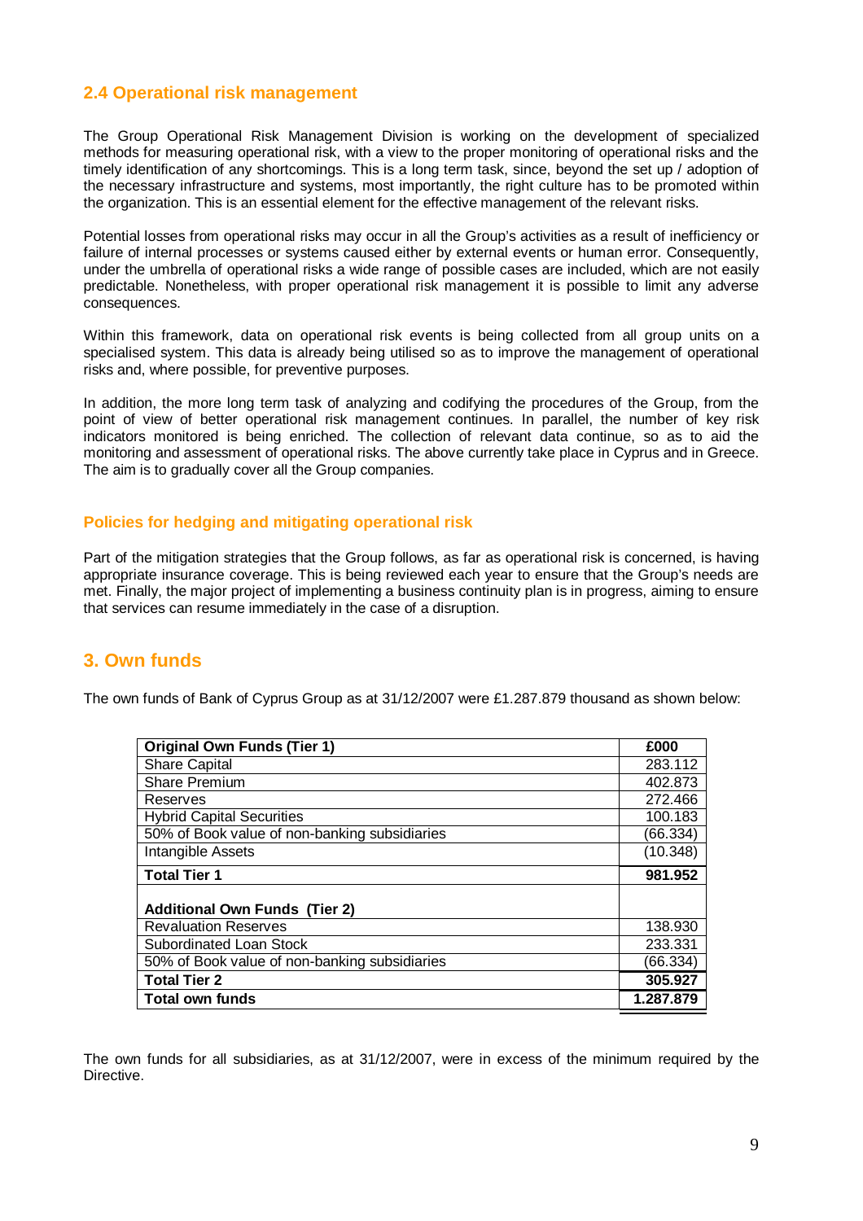## 2.4 Operational risk management

The Group Operational Risk Management Division is working on the development of specialized methods for measuring operational risk, with a view to the proper monitoring of operational risks and the timely identification of any shortcomings. This is a long term task, since, beyond the set up / adoption of the necessary infrastructure and systems, most importantly, the right culture has to be promoted within the organization. This is an essential element for the effective management of the relevant risks.

Potential losses from operational risks may occur in all the Group's activities as a result of inefficiency or failure of internal processes or systems caused either by external events or human error. Consequently, under the umbrella of operational risks a wide range of possible cases are included, which are not easily predictable. Nonetheless, with proper operational risk management it is possible to limit any adverse consequences.

Within this framework, data on operational risk events is being collected from all group units on a specialised system. This data is already being utilised so as to improve the management of operational risks and, where possible, for preventive purposes.

In addition, the more long term task of analyzing and codifying the procedures of the Group, from the point of view of better operational risk management continues. In parallel, the number of key risk indicators monitored is being enriched. The collection of relevant data continue, so as to aid the monitoring and assessment of operational risks. The above currently take place in Cyprus and in Greece. The aim is to gradually cover all the Group companies.

### Policies for hedging and mitigating operational risk

Part of the mitigation strategies that the Group follows, as far as operational risk is concerned, is having appropriate insurance coverage. This is being reviewed each year to ensure that the Group's needs are met. Finally, the major project of implementing a business continuity plan is in progress, aiming to ensure that services can resume immediately in the case of a disruption.

# 3. Own funds

The own funds of Bank of Cyprus Group as at 31/12/2007 were £1.287.879 thousand as shown below:

| **Original Own Funds (Tier 1)** | **£000** |
|---|---|
| Share Capital | 283.112 |
| Share Premium | 402.873 |
| Reserves | 272.466 |
| Hybrid Capital Securities | 100.183 |
| 50% of Book value of non-banking subsidiaries | (66.334) |
| Intangible Assets | (10.348) |
| **Total Tier 1** | **981.952** |
| **Additional Own Funds (Tier 2)** | |
| Revaluation Reserves | 138.930 |
| Subordinated Loan Stock | 233.331 |
| 50% of Book value of non-banking subsidiaries | (66.334) |
| **Total Tier 2** | **305.927** |
| **Total own funds** | **1.287.879** |

The own funds for all subsidiaries, as at 31/12/2007, were in excess of the minimum required by the Directive.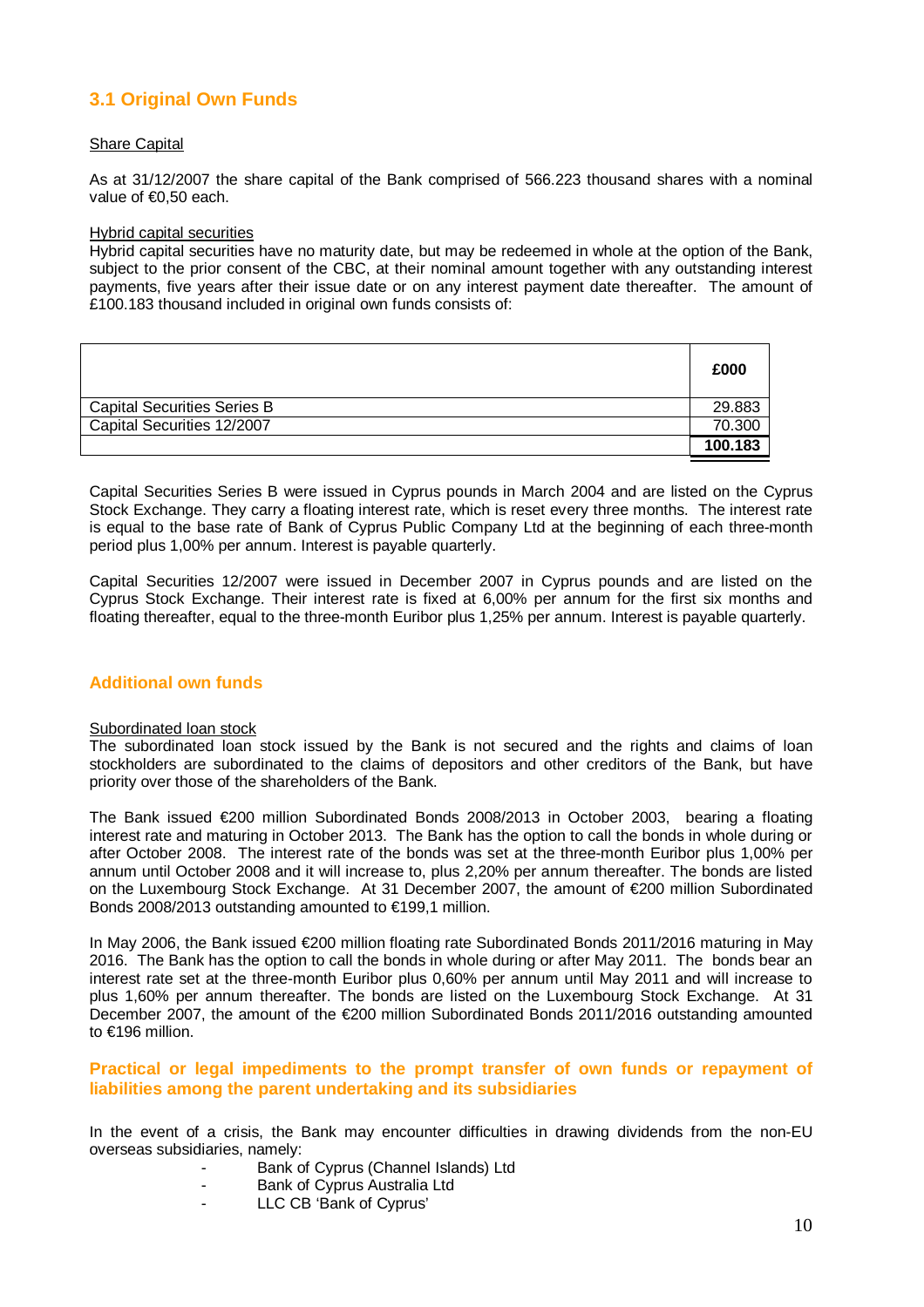## 3.1 Original Own Funds

Share Capital

As at 31/12/2007 the share capital of the Bank comprised of 566.223 thousand shares with a nominal value of €0,50 each.

Hybrid capital securities

Hybrid capital securities have no maturity date, but may be redeemed in whole at the option of the Bank, subject to the prior consent of the CBC, at their nominal amount together with any outstanding interest payments, five years after their issue date or on any interest payment date thereafter. The amount of £100.183 thousand included in original own funds consists of:

| | £000 |
|---|---|
| Capital Securities Series B | 29.883 |
| Capital Securities 12/2007 | 70.300 |
| | **100.183** |

Capital Securities Series B were issued in Cyprus pounds in March 2004 and are listed on the Cyprus Stock Exchange. They carry a floating interest rate, which is reset every three months. The interest rate is equal to the base rate of Bank of Cyprus Public Company Ltd at the beginning of each three-month period plus 1,00% per annum. Interest is payable quarterly.

Capital Securities 12/2007 were issued in December 2007 in Cyprus pounds and are listed on the Cyprus Stock Exchange. Their interest rate is fixed at 6,00% per annum for the first six months and floating thereafter, equal to the three-month Euribor plus 1,25% per annum. Interest is payable quarterly.

## Additional own funds

Subordinated loan stock

The subordinated loan stock issued by the Bank is not secured and the rights and claims of loan stockholders are subordinated to the claims of depositors and other creditors of the Bank, but have priority over those of the shareholders of the Bank.

The Bank issued €200 million Subordinated Bonds 2008/2013 in October 2003, bearing a floating interest rate and maturing in October 2013. The Bank has the option to call the bonds in whole during or after October 2008. The interest rate of the bonds was set at the three-month Euribor plus 1,00% per annum until October 2008 and it will increase to, plus 2,20% per annum thereafter. The bonds are listed on the Luxembourg Stock Exchange. At 31 December 2007, the amount of €200 million Subordinated Bonds 2008/2013 outstanding amounted to €199,1 million.

In May 2006, the Bank issued €200 million floating rate Subordinated Bonds 2011/2016 maturing in May 2016. The Bank has the option to call the bonds in whole during or after May 2011. The bonds bear an interest rate set at the three-month Euribor plus 0,60% per annum until May 2011 and will increase to plus 1,60% per annum thereafter. The bonds are listed on the Luxembourg Stock Exchange. At 31 December 2007, the amount of the €200 million Subordinated Bonds 2011/2016 outstanding amounted to €196 million.

## Practical or legal impediments to the prompt transfer of own funds or repayment of liabilities among the parent undertaking and its subsidiaries

In the event of a crisis, the Bank may encounter difficulties in drawing dividends from the non-EU overseas subsidiaries, namely:

- Bank of Cyprus (Channel Islands) Ltd
- Bank of Cyprus Australia Ltd
- LLC CB 'Bank of Cyprus'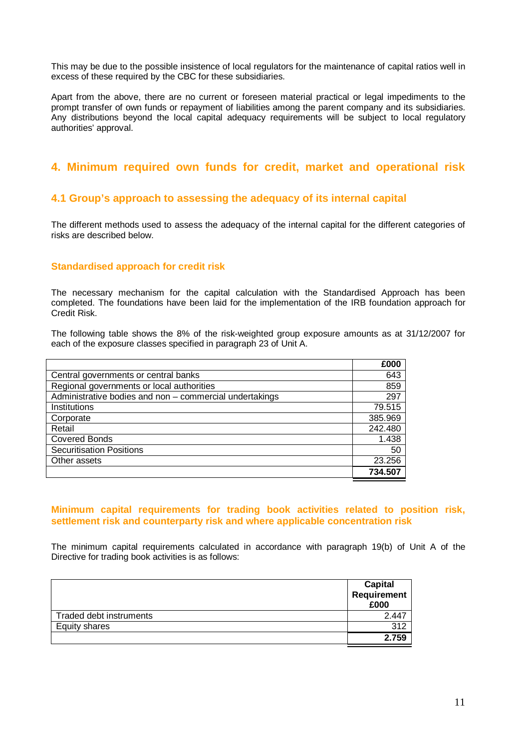This may be due to the possible insistence of local regulators for the maintenance of capital ratios well in excess of these required by the CBC for these subsidiaries.

Apart from the above, there are no current or foreseen material practical or legal impediments to the prompt transfer of own funds or repayment of liabilities among the parent company and its subsidiaries. Any distributions beyond the local capital adequacy requirements will be subject to local regulatory authorities' approval.

## 4. Minimum required own funds for credit, market and operational risk

### 4.1 Group's approach to assessing the adequacy of its internal capital

The different methods used to assess the adequacy of the internal capital for the different categories of risks are described below.

#### Standardised approach for credit risk

The necessary mechanism for the capital calculation with the Standardised Approach has been completed. The foundations have been laid for the implementation of the IRB foundation approach for Credit Risk.

The following table shows the 8% of the risk-weighted group exposure amounts as at 31/12/2007 for each of the exposure classes specified in paragraph 23 of Unit A.

| | £000 |
|---|---|
| Central governments or central banks | 643 |
| Regional governments or local authorities | 859 |
| Administrative bodies and non – commercial undertakings | 297 |
| Institutions | 79.515 |
| Corporate | 385.969 |
| Retail | 242.480 |
| Covered Bonds | 1.438 |
| Securitisation Positions | 50 |
| Other assets | 23.256 |
| | **734.507** |

#### Minimum capital requirements for trading book activities related to position risk, settlement risk and counterparty risk and where applicable concentration risk

The minimum capital requirements calculated in accordance with paragraph 19(b) of Unit A of the Directive for trading book activities is as follows:

| | Capital Requirement £000 |
|---|---|
| Traded debt instruments | 2.447 |
| Equity shares | 312 |
| | **2.759** |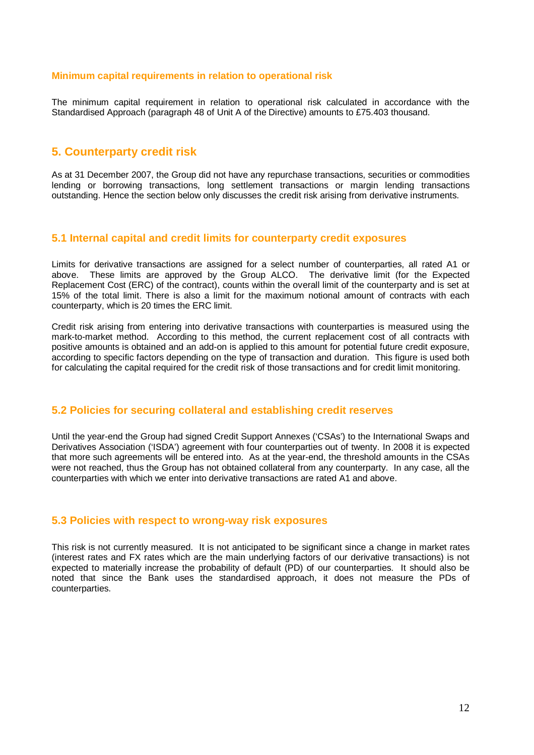### Minimum capital requirements in relation to operational risk

The minimum capital requirement in relation to operational risk calculated in accordance with the Standardised Approach (paragraph 48 of Unit A of the Directive) amounts to £75.403 thousand.

## 5. Counterparty credit risk

As at 31 December 2007, the Group did not have any repurchase transactions, securities or commodities lending or borrowing transactions, long settlement transactions or margin lending transactions outstanding. Hence the section below only discusses the credit risk arising from derivative instruments.

### 5.1 Internal capital and credit limits for counterparty credit exposures

Limits for derivative transactions are assigned for a select number of counterparties, all rated A1 or above. These limits are approved by the Group ALCO. The derivative limit (for the Expected Replacement Cost (ERC) of the contract), counts within the overall limit of the counterparty and is set at 15% of the total limit. There is also a limit for the maximum notional amount of contracts with each counterparty, which is 20 times the ERC limit.

Credit risk arising from entering into derivative transactions with counterparties is measured using the mark-to-market method. According to this method, the current replacement cost of all contracts with positive amounts is obtained and an add-on is applied to this amount for potential future credit exposure, according to specific factors depending on the type of transaction and duration. This figure is used both for calculating the capital required for the credit risk of those transactions and for credit limit monitoring.

### 5.2 Policies for securing collateral and establishing credit reserves

Until the year-end the Group had signed Credit Support Annexes ('CSAs') to the International Swaps and Derivatives Association ('ISDA') agreement with four counterparties out of twenty. In 2008 it is expected that more such agreements will be entered into. As at the year-end, the threshold amounts in the CSAs were not reached, thus the Group has not obtained collateral from any counterparty. In any case, all the counterparties with which we enter into derivative transactions are rated A1 and above.

### 5.3 Policies with respect to wrong-way risk exposures

This risk is not currently measured. It is not anticipated to be significant since a change in market rates (interest rates and FX rates which are the main underlying factors of our derivative transactions) is not expected to materially increase the probability of default (PD) of our counterparties. It should also be noted that since the Bank uses the standardised approach, it does not measure the PDs of counterparties.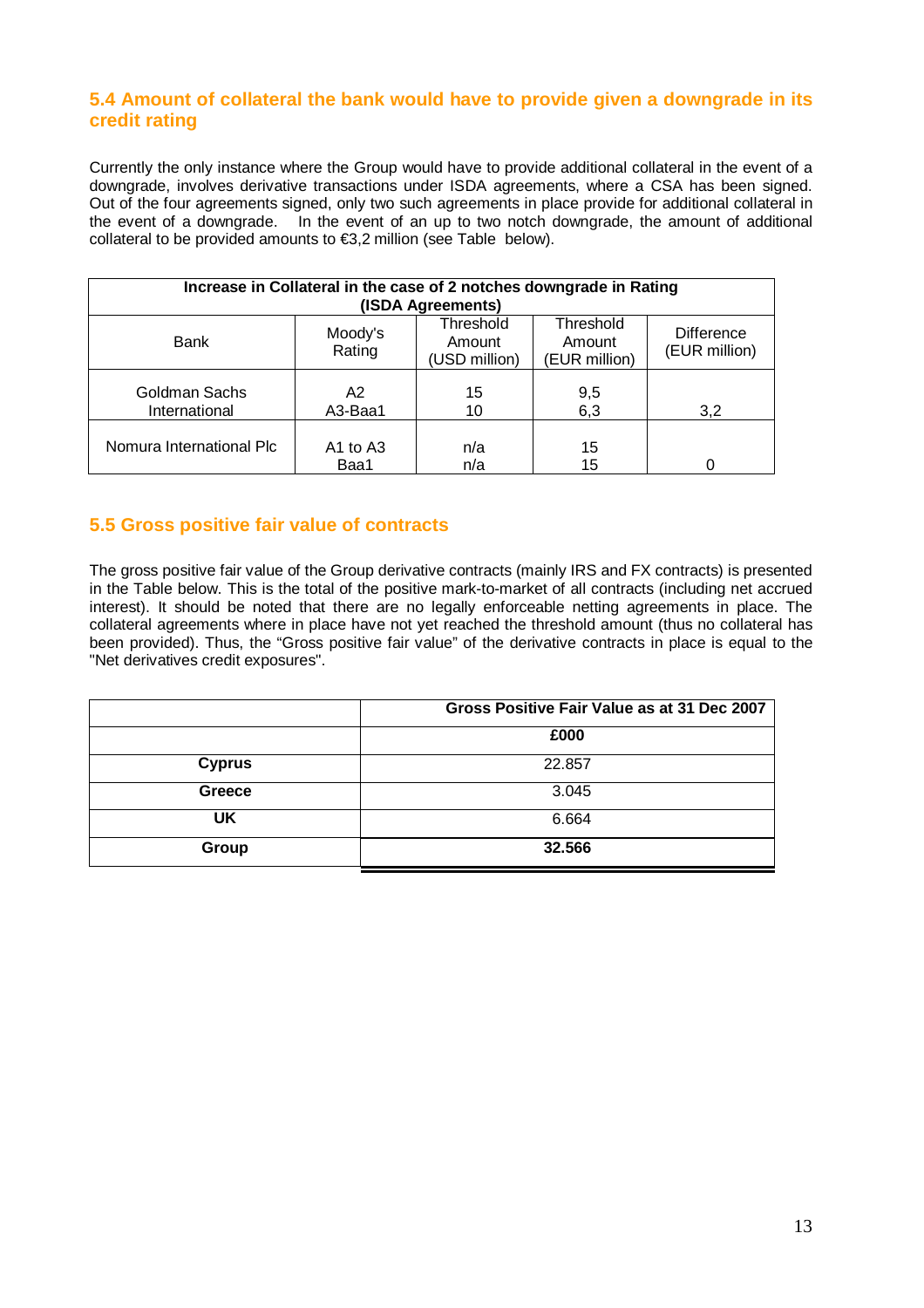## 5.4 Amount of collateral the bank would have to provide given a downgrade in its credit rating

Currently the only instance where the Group would have to provide additional collateral in the event of a downgrade, involves derivative transactions under ISDA agreements, where a CSA has been signed. Out of the four agreements signed, only two such agreements in place provide for additional collateral in the event of a downgrade. In the event of an up to two notch downgrade, the amount of additional collateral to be provided amounts to €3,2 million (see Table below).

| **Increase in Collateral in the case of 2 notches downgrade in Rating (ISDA Agreements)** | | | | |
|---|---|---|---|---|
| Bank | Moody's Rating | Threshold Amount (USD million) | Threshold Amount (EUR million) | Difference (EUR million) |
| Goldman Sachs International | A2<br>A3-Baa1 | 15<br>10 | 9,5<br>6,3 | 3,2 |
| Nomura International Plc | A1 to A3<br>Baa1 | n/a<br>n/a | 15<br>15 | 0 |

## 5.5 Gross positive fair value of contracts

The gross positive fair value of the Group derivative contracts (mainly IRS and FX contracts) is presented in the Table below. This is the total of the positive mark-to-market of all contracts (including net accrued interest). It should be noted that there are no legally enforceable netting agreements in place. The collateral agreements where in place have not yet reached the threshold amount (thus no collateral has been provided). Thus, the "Gross positive fair value" of the derivative contracts in place is equal to the "Net derivatives credit exposures".

| | **Gross Positive Fair Value as at 31 Dec 2007** |
|---|---|
| | **£000** |
| **Cyprus** | 22.857 |
| **Greece** | 3.045 |
| **UK** | 6.664 |
| **Group** | **32.566** |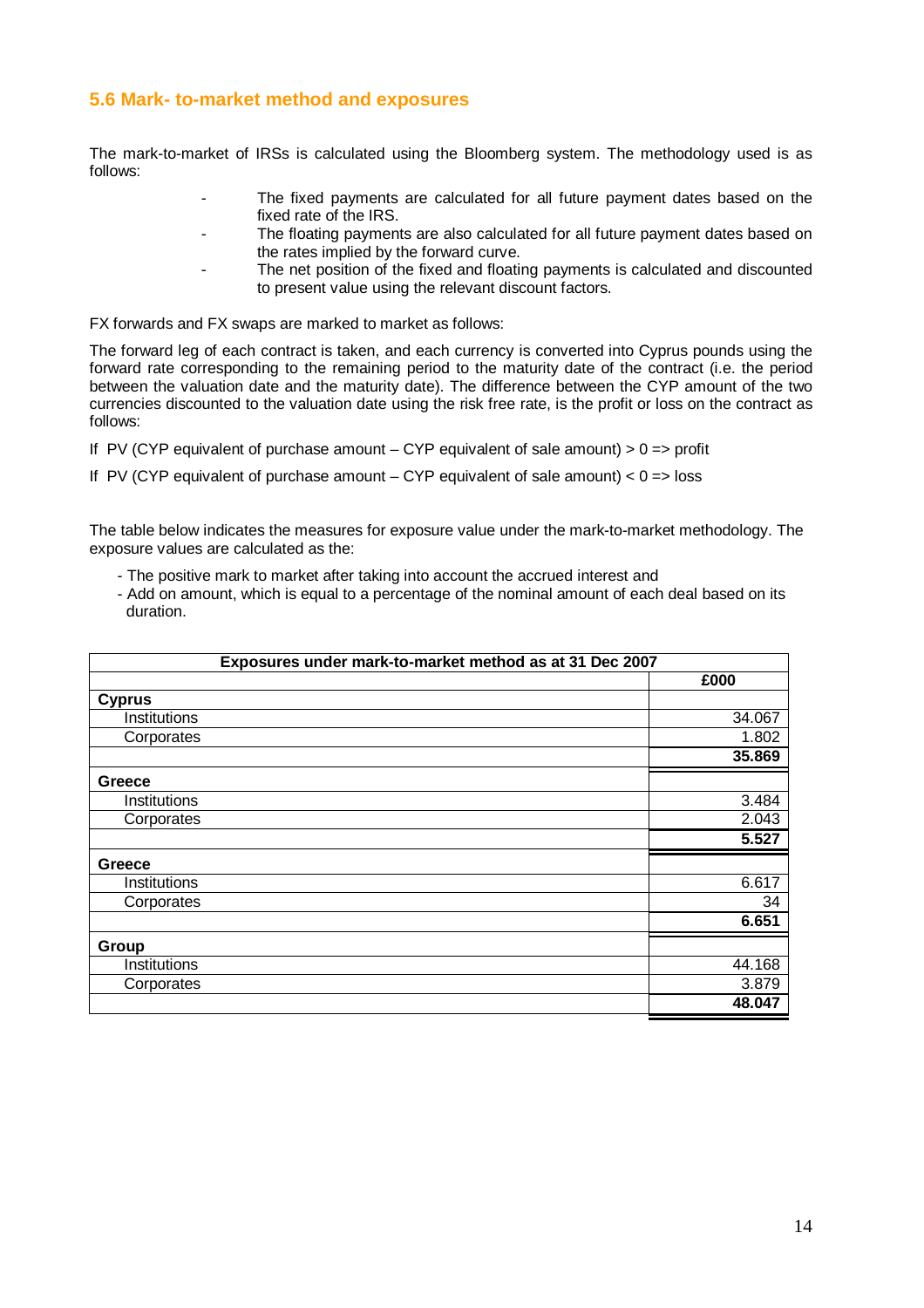## 5.6 Mark- to-market method and exposures

The mark-to-market of IRSs is calculated using the Bloomberg system. The methodology used is as follows:

- The fixed payments are calculated for all future payment dates based on the fixed rate of the IRS.
- The floating payments are also calculated for all future payment dates based on the rates implied by the forward curve.
- The net position of the fixed and floating payments is calculated and discounted to present value using the relevant discount factors.

FX forwards and FX swaps are marked to market as follows:

The forward leg of each contract is taken, and each currency is converted into Cyprus pounds using the forward rate corresponding to the remaining period to the maturity date of the contract (i.e. the period between the valuation date and the maturity date). The difference between the CYP amount of the two currencies discounted to the valuation date using the risk free rate, is the profit or loss on the contract as follows:

If PV (CYP equivalent of purchase amount – CYP equivalent of sale amount) > 0 => profit

If PV (CYP equivalent of purchase amount – CYP equivalent of sale amount) < 0 => loss

The table below indicates the measures for exposure value under the mark-to-market methodology. The exposure values are calculated as the:

- The positive mark to market after taking into account the accrued interest and
- Add on amount, which is equal to a percentage of the nominal amount of each deal based on its duration.

| Exposures under mark-to-market method as at 31 Dec 2007 | |
|---|---|
| | **£000** |
| **Cyprus** | |
| Institutions | 34.067 |
| Corporates | 1.802 |
| | **35.869** |
| **Greece** | |
| Institutions | 3.484 |
| Corporates | 2.043 |
| | **5.527** |
| **Greece** | |
| Institutions | 6.617 |
| Corporates | 34 |
| | **6.651** |
| **Group** | |
| Institutions | 44.168 |
| Corporates | 3.879 |
| | **48.047** |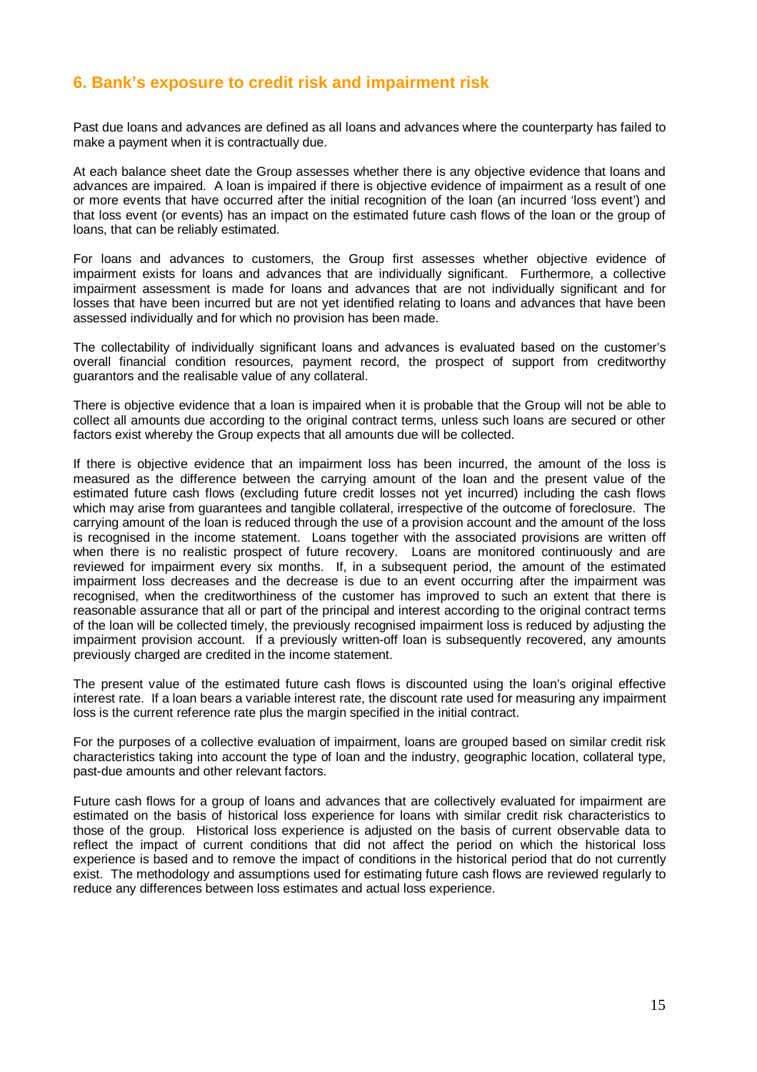## 6. Bank's exposure to credit risk and impairment risk

Past due loans and advances are defined as all loans and advances where the counterparty has failed to make a payment when it is contractually due.

At each balance sheet date the Group assesses whether there is any objective evidence that loans and advances are impaired. A loan is impaired if there is objective evidence of impairment as a result of one or more events that have occurred after the initial recognition of the loan (an incurred 'loss event') and that loss event (or events) has an impact on the estimated future cash flows of the loan or the group of loans, that can be reliably estimated.

For loans and advances to customers, the Group first assesses whether objective evidence of impairment exists for loans and advances that are individually significant. Furthermore, a collective impairment assessment is made for loans and advances that are not individually significant and for losses that have been incurred but are not yet identified relating to loans and advances that have been assessed individually and for which no provision has been made.

The collectability of individually significant loans and advances is evaluated based on the customer's overall financial condition resources, payment record, the prospect of support from creditworthy guarantors and the realisable value of any collateral.

There is objective evidence that a loan is impaired when it is probable that the Group will not be able to collect all amounts due according to the original contract terms, unless such loans are secured or other factors exist whereby the Group expects that all amounts due will be collected.

If there is objective evidence that an impairment loss has been incurred, the amount of the loss is measured as the difference between the carrying amount of the loan and the present value of the estimated future cash flows (excluding future credit losses not yet incurred) including the cash flows which may arise from guarantees and tangible collateral, irrespective of the outcome of foreclosure. The carrying amount of the loan is reduced through the use of a provision account and the amount of the loss is recognised in the income statement. Loans together with the associated provisions are written off when there is no realistic prospect of future recovery. Loans are monitored continuously and are reviewed for impairment every six months. If, in a subsequent period, the amount of the estimated impairment loss decreases and the decrease is due to an event occurring after the impairment was recognised, when the creditworthiness of the customer has improved to such an extent that there is reasonable assurance that all or part of the principal and interest according to the original contract terms of the loan will be collected timely, the previously recognised impairment loss is reduced by adjusting the impairment provision account. If a previously written-off loan is subsequently recovered, any amounts previously charged are credited in the income statement.

The present value of the estimated future cash flows is discounted using the loan's original effective interest rate. If a loan bears a variable interest rate, the discount rate used for measuring any impairment loss is the current reference rate plus the margin specified in the initial contract.

For the purposes of a collective evaluation of impairment, loans are grouped based on similar credit risk characteristics taking into account the type of loan and the industry, geographic location, collateral type, past-due amounts and other relevant factors.

Future cash flows for a group of loans and advances that are collectively evaluated for impairment are estimated on the basis of historical loss experience for loans with similar credit risk characteristics to those of the group. Historical loss experience is adjusted on the basis of current observable data to reflect the impact of current conditions that did not affect the period on which the historical loss experience is based and to remove the impact of conditions in the historical period that do not currently exist. The methodology and assumptions used for estimating future cash flows are reviewed regularly to reduce any differences between loss estimates and actual loss experience.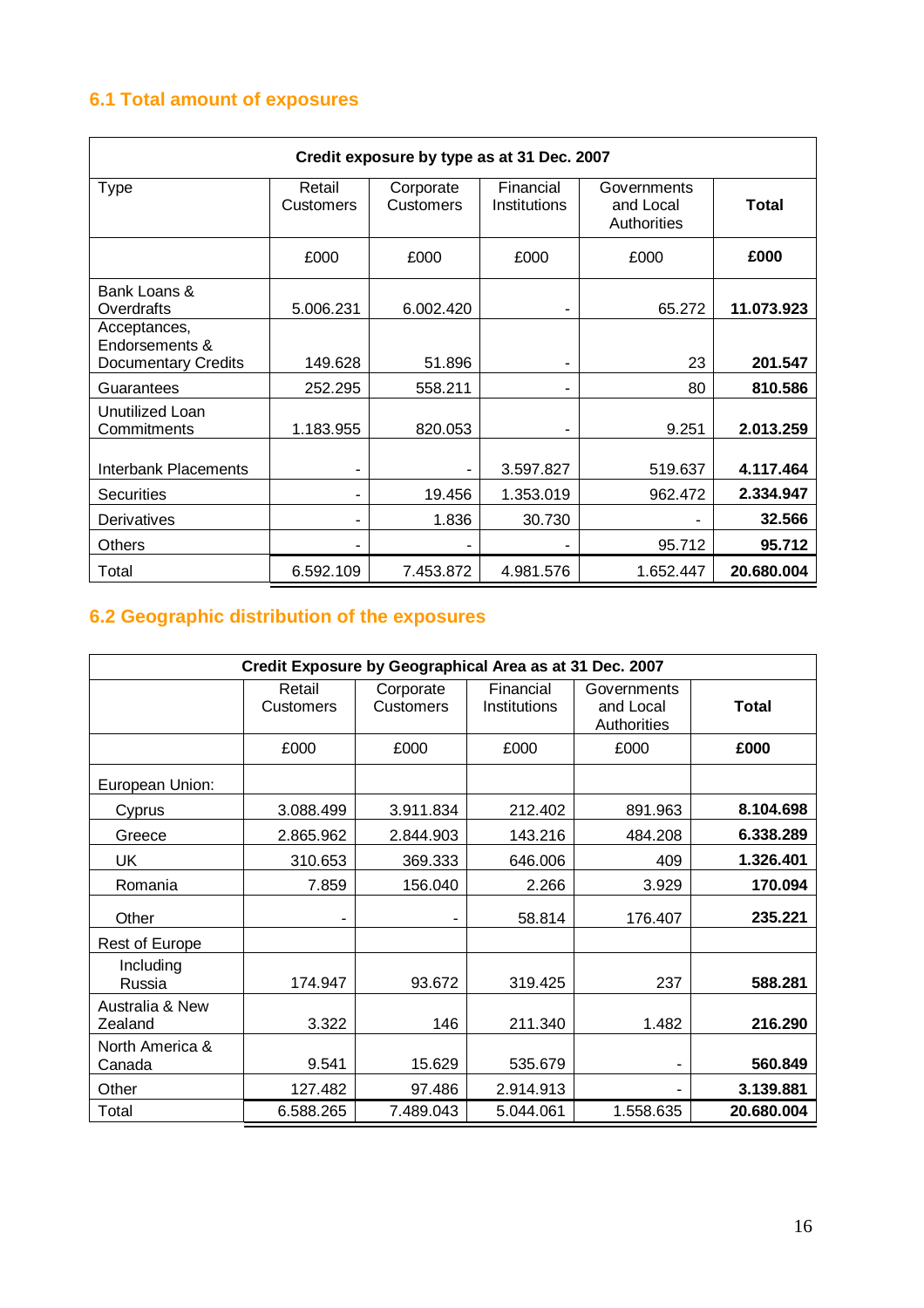### 6.1 Total amount of exposures

| Credit exposure by type as at 31 Dec. 2007 | | | | | |
|---|---|---|---|---|---|
| Type | Retail Customers | Corporate Customers | Financial Institutions | Governments and Local Authorities | **Total** |
| | £000 | £000 | £000 | £000 | **£000** |
| Bank Loans & Overdrafts | 5.006.231 | 6.002.420 | - | 65.272 | **11.073.923** |
| Acceptances, Endorsements & Documentary Credits | 149.628 | 51.896 | - | 23 | **201.547** |
| Guarantees | 252.295 | 558.211 | - | 80 | **810.586** |
| Unutilized Loan Commitments | 1.183.955 | 820.053 | - | 9.251 | **2.013.259** |
| Interbank Placements | - | - | 3.597.827 | 519.637 | **4.117.464** |
| Securities | - | 19.456 | 1.353.019 | 962.472 | **2.334.947** |
| Derivatives | - | 1.836 | 30.730 | - | **32.566** |
| Others | - | - | - | 95.712 | **95.712** |
| Total | 6.592.109 | 7.453.872 | 4.981.576 | 1.652.447 | **20.680.004** |

### 6.2 Geographic distribution of the exposures

| Credit Exposure by Geographical Area as at 31 Dec. 2007 | | | | | |
|---|---|---|---|---|---|
| | Retail Customers | Corporate Customers | Financial Institutions | Governments and Local Authorities | **Total** |
| | £000 | £000 | £000 | £000 | **£000** |
| European Union: | | | | | |
| Cyprus | 3.088.499 | 3.911.834 | 212.402 | 891.963 | **8.104.698** |
| Greece | 2.865.962 | 2.844.903 | 143.216 | 484.208 | **6.338.289** |
| UK | 310.653 | 369.333 | 646.006 | 409 | **1.326.401** |
| Romania | 7.859 | 156.040 | 2.266 | 3.929 | **170.094** |
| Other | - | - | 58.814 | 176.407 | **235.221** |
| Rest of Europe | | | | | |
| Including Russia | 174.947 | 93.672 | 319.425 | 237 | **588.281** |
| Australia & New Zealand | 3.322 | 146 | 211.340 | 1.482 | **216.290** |
| North America & Canada | 9.541 | 15.629 | 535.679 | - | **560.849** |
| Other | 127.482 | 97.486 | 2.914.913 | - | **3.139.881** |
| Total | 6.588.265 | 7.489.043 | 5.044.061 | 1.558.635 | **20.680.004** |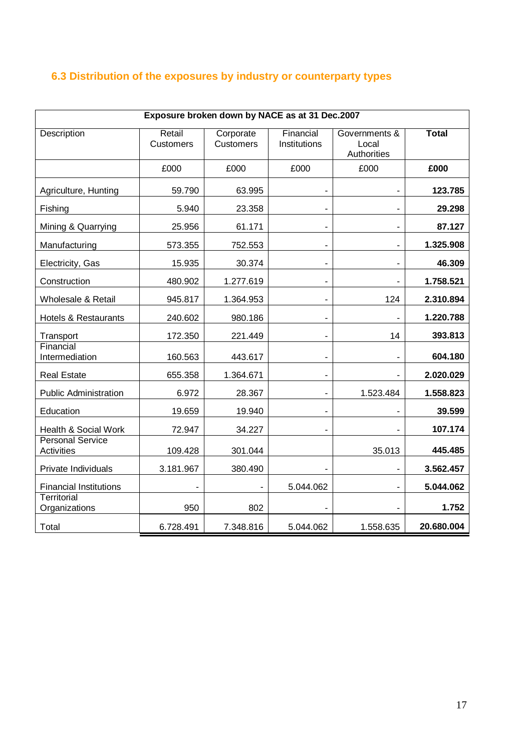## 6.3 Distribution of the exposures by industry or counterparty types

| Exposure broken down by NACE as at 31 Dec.2007 | | | | | |
|---|---|---|---|---|---|
| Description | Retail Customers | Corporate Customers | Financial Institutions | Governments & Local Authorities | **Total** |
| | £000 | £000 | £000 | £000 | **£000** |
| Agriculture, Hunting | 59.790 | 63.995 | - | - | **123.785** |
| Fishing | 5.940 | 23.358 | - | - | **29.298** |
| Mining & Quarrying | 25.956 | 61.171 | - | - | **87.127** |
| Manufacturing | 573.355 | 752.553 | - | - | **1.325.908** |
| Electricity, Gas | 15.935 | 30.374 | - | - | **46.309** |
| Construction | 480.902 | 1.277.619 | - | - | **1.758.521** |
| Wholesale & Retail | 945.817 | 1.364.953 | - | 124 | **2.310.894** |
| Hotels & Restaurants | 240.602 | 980.186 | - | - | **1.220.788** |
| Transport | 172.350 | 221.449 | - | 14 | **393.813** |
| Financial Intermediation | 160.563 | 443.617 | - | - | **604.180** |
| Real Estate | 655.358 | 1.364.671 | - | - | **2.020.029** |
| Public Administration | 6.972 | 28.367 | - | 1.523.484 | **1.558.823** |
| Education | 19.659 | 19.940 | - | - | **39.599** |
| Health & Social Work | 72.947 | 34.227 | - | - | **107.174** |
| Personal Service Activities | 109.428 | 301.044 | | 35.013 | **445.485** |
| Private Individuals | 3.181.967 | 380.490 | - | - | **3.562.457** |
| Financial Institutions | - | - | 5.044.062 | - | **5.044.062** |
| Territorial Organizations | 950 | 802 | - | - | **1.752** |
| Total | 6.728.491 | 7.348.816 | 5.044.062 | 1.558.635 | **20.680.004** |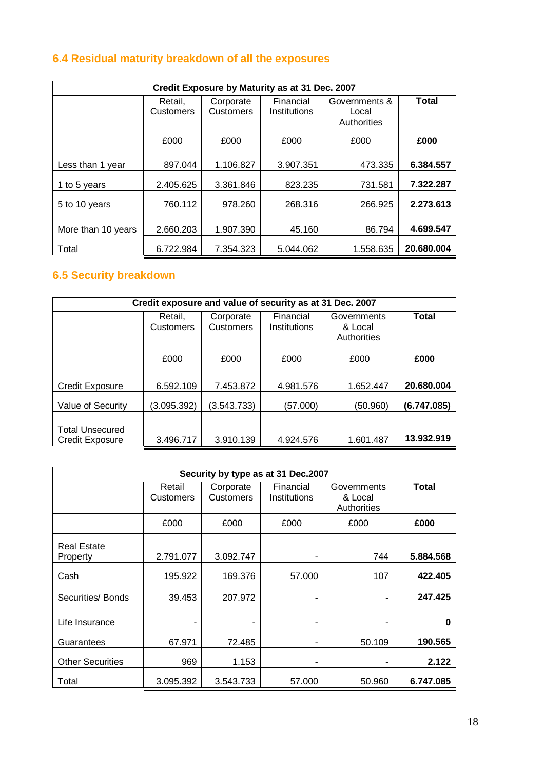## 6.4 Residual maturity breakdown of all the exposures

| Credit Exposure by Maturity as at 31 Dec. 2007 | | | | | |
|---|---|---|---|---|---|
| | Retail, Customers | Corporate Customers | Financial Institutions | Governments & Local Authorities | **Total** |
| | £000 | £000 | £000 | £000 | **£000** |
| Less than 1 year | 897.044 | 1.106.827 | 3.907.351 | 473.335 | **6.384.557** |
| 1 to 5 years | 2.405.625 | 3.361.846 | 823.235 | 731.581 | **7.322.287** |
| 5 to 10 years | 760.112 | 978.260 | 268.316 | 266.925 | **2.273.613** |
| More than 10 years | 2.660.203 | 1.907.390 | 45.160 | 86.794 | **4.699.547** |
| Total | 6.722.984 | 7.354.323 | 5.044.062 | 1.558.635 | **20.680.004** |

## 6.5 Security breakdown

| Credit exposure and value of security as at 31 Dec. 2007 | | | | | |
|---|---|---|---|---|---|
| | Retail, Customers | Corporate Customers | Financial Institutions | Governments & Local Authorities | **Total** |
| | £000 | £000 | £000 | £000 | **£000** |
| Credit Exposure | 6.592.109 | 7.453.872 | 4.981.576 | 1.652.447 | **20.680.004** |
| Value of Security | (3.095.392) | (3.543.733) | (57.000) | (50.960) | **(6.747.085)** |
| Total Unsecured Credit Exposure | 3.496.717 | 3.910.139 | 4.924.576 | 1.601.487 | **13.932.919** |

| Security by type as at 31 Dec.2007 | | | | | |
|---|---|---|---|---|---|
| | Retail Customers | Corporate Customers | Financial Institutions | Governments & Local Authorities | **Total** |
| | £000 | £000 | £000 | £000 | **£000** |
| Real Estate Property | 2.791.077 | 3.092.747 | - | 744 | **5.884.568** |
| Cash | 195.922 | 169.376 | 57.000 | 107 | **422.405** |
| Securities/ Bonds | 39.453 | 207.972 | - | - | **247.425** |
| Life Insurance | - | - | - | - | **0** |
| Guarantees | 67.971 | 72.485 | - | 50.109 | **190.565** |
| Other Securities | 969 | 1.153 | - | - | **2.122** |
| Total | 3.095.392 | 3.543.733 | 57.000 | 50.960 | **6.747.085** |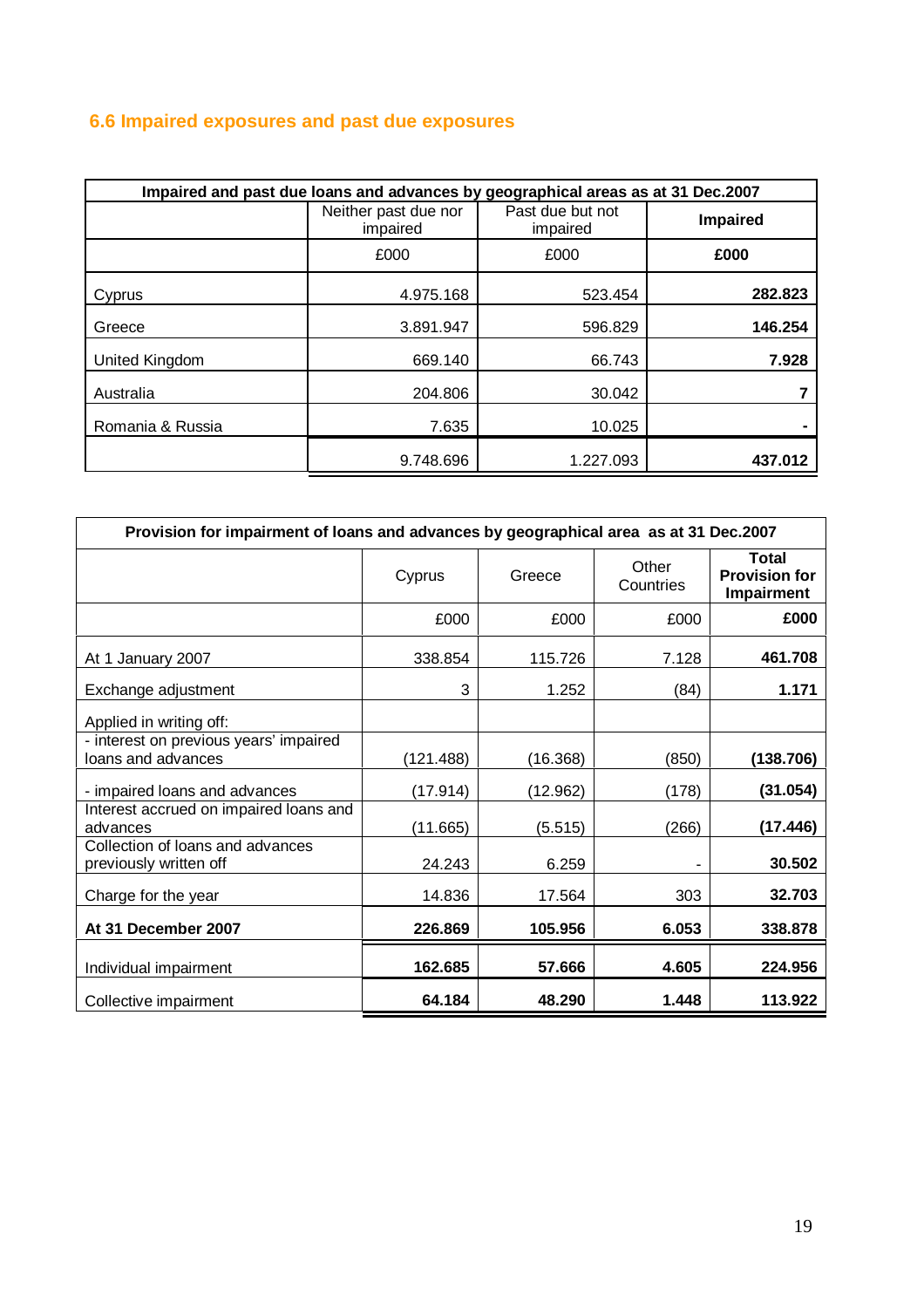## 6.6 Impaired exposures and past due exposures

| Impaired and past due loans and advances by geographical areas as at 31 Dec.2007 | | | |
|---|---|---|---|
| | Neither past due nor impaired | Past due but not impaired | **Impaired** |
| | £000 | £000 | **£000** |
| Cyprus | 4.975.168 | 523.454 | **282.823** |
| Greece | 3.891.947 | 596.829 | **146.254** |
| United Kingdom | 669.140 | 66.743 | **7.928** |
| Australia | 204.806 | 30.042 | **7** |
| Romania & Russia | 7.635 | 10.025 | **-** |
| | 9.748.696 | 1.227.093 | **437.012** |

| Provision for impairment of loans and advances by geographical area as at 31 Dec.2007 | | | | |
|---|---|---|---|---|
| | Cyprus | Greece | Other Countries | **Total Provision for Impairment** |
| | £000 | £000 | £000 | **£000** |
| At 1 January 2007 | 338.854 | 115.726 | 7.128 | **461.708** |
| Exchange adjustment | 3 | 1.252 | (84) | **1.171** |
| Applied in writing off: | | | | |
| - interest on previous years' impaired loans and advances | (121.488) | (16.368) | (850) | **(138.706)** |
| - impaired loans and advances | (17.914) | (12.962) | (178) | **(31.054)** |
| Interest accrued on impaired loans and advances | (11.665) | (5.515) | (266) | **(17.446)** |
| Collection of loans and advances previously written off | 24.243 | 6.259 | - | **30.502** |
| Charge for the year | 14.836 | 17.564 | 303 | **32.703** |
| **At 31 December 2007** | **226.869** | **105.956** | **6.053** | **338.878** |
| Individual impairment | **162.685** | **57.666** | **4.605** | **224.956** |
| Collective impairment | **64.184** | **48.290** | **1.448** | **113.922** |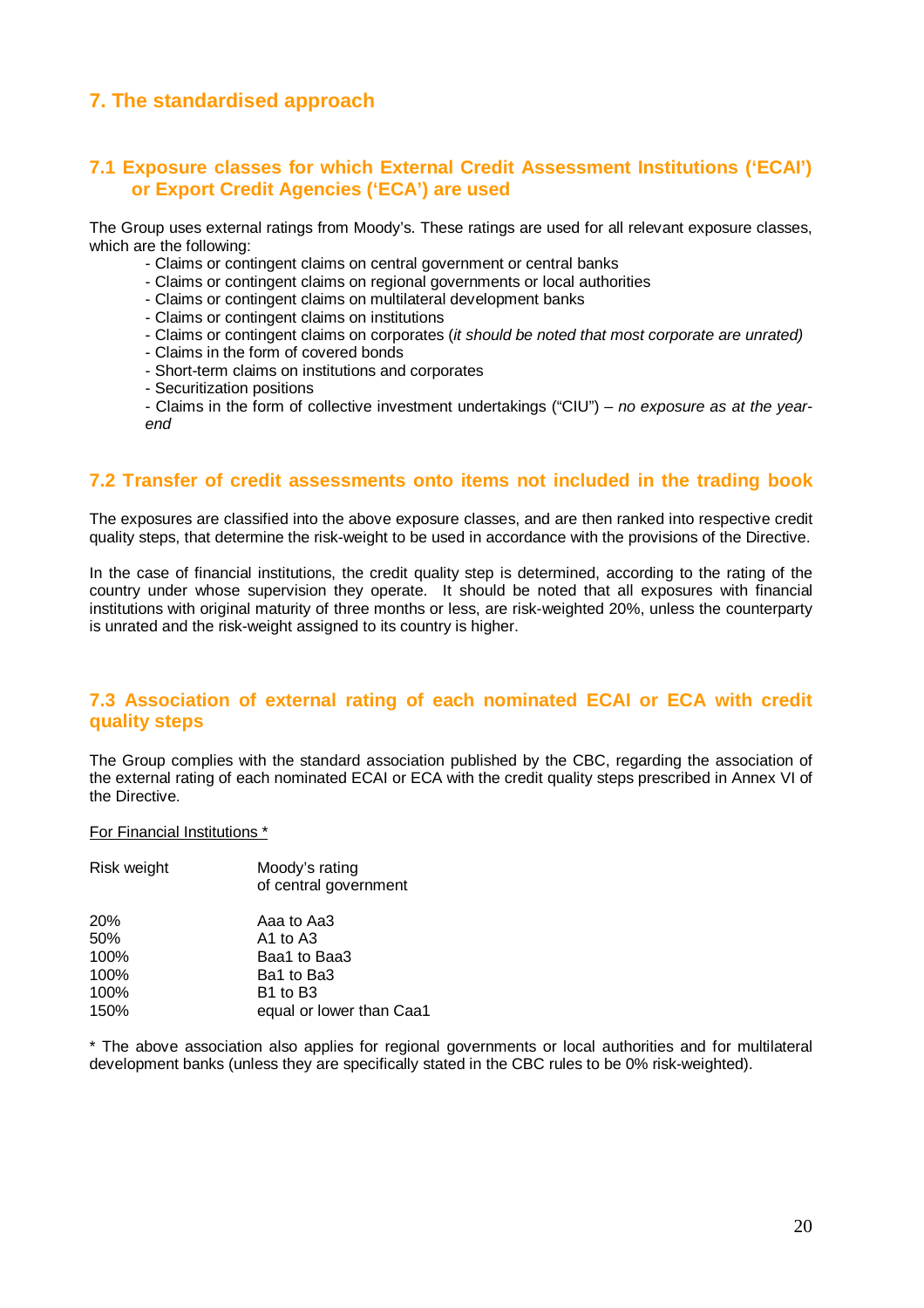## 7. The standardised approach

### 7.1 Exposure classes for which External Credit Assessment Institutions ('ECAI') or Export Credit Agencies ('ECA') are used

The Group uses external ratings from Moody's. These ratings are used for all relevant exposure classes, which are the following:

- Claims or contingent claims on central government or central banks
- Claims or contingent claims on regional governments or local authorities
- Claims or contingent claims on multilateral development banks
- Claims or contingent claims on institutions
- Claims or contingent claims on corporates (*it should be noted that most corporate are unrated)*
- Claims in the form of covered bonds
- Short-term claims on institutions and corporates
- Securitization positions
- Claims in the form of collective investment undertakings ("CIU") – *no exposure as at the year-end*

### 7.2 Transfer of credit assessments onto items not included in the trading book

The exposures are classified into the above exposure classes, and are then ranked into respective credit quality steps, that determine the risk-weight to be used in accordance with the provisions of the Directive.

In the case of financial institutions, the credit quality step is determined, according to the rating of the country under whose supervision they operate. It should be noted that all exposures with financial institutions with original maturity of three months or less, are risk-weighted 20%, unless the counterparty is unrated and the risk-weight assigned to its country is higher.

### 7.3 Association of external rating of each nominated ECAI or ECA with credit quality steps

The Group complies with the standard association published by the CBC, regarding the association of the external rating of each nominated ECAI or ECA with the credit quality steps prescribed in Annex VI of the Directive.

<u>For Financial Institutions *</u>

| Risk weight | Moody's rating of central government |
|---|---|
| 20% | Aaa to Aa3 |
| 50% | A1 to A3 |
| 100% | Baa1 to Baa3 |
| 100% | Ba1 to Ba3 |
| 100% | B1 to B3 |
| 150% | equal or lower than Caa1 |

* The above association also applies for regional governments or local authorities and for multilateral development banks (unless they are specifically stated in the CBC rules to be 0% risk-weighted).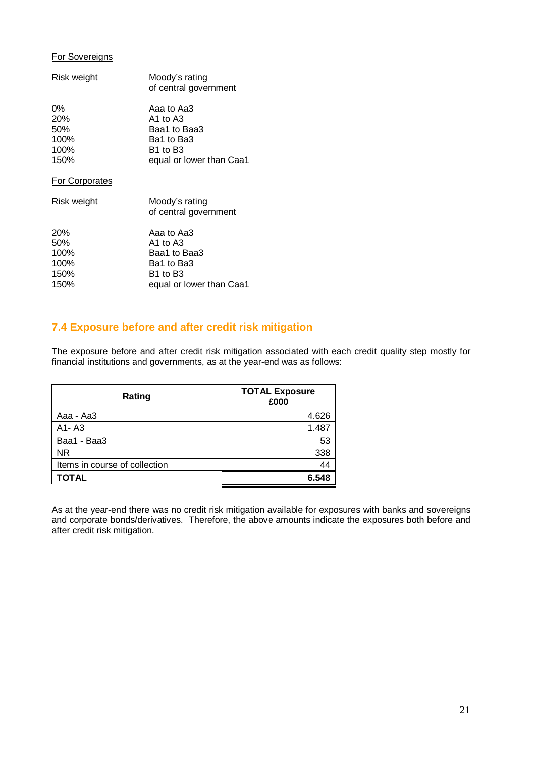<u>For Sovereigns</u>

| Risk weight | Moody's rating of central government |
|---|---|
| 0% | Aaa to Aa3 |
| 20% | A1 to A3 |
| 50% | Baa1 to Baa3 |
| 100% | Ba1 to Ba3 |
| 100% | B1 to B3 |
| 150% | equal or lower than Caa1 |

<u>For Corporates</u>

| Risk weight | Moody's rating of central government |
|---|---|
| 20% | Aaa to Aa3 |
| 50% | A1 to A3 |
| 100% | Baa1 to Baa3 |
| 100% | Ba1 to Ba3 |
| 150% | B1 to B3 |
| 150% | equal or lower than Caa1 |

## 7.4 Exposure before and after credit risk mitigation

The exposure before and after credit risk mitigation associated with each credit quality step mostly for financial institutions and governments, as at the year-end was as follows:

| Rating | TOTAL Exposure £000 |
|---|---:|
| Aaa - Aa3 | 4.626 |
| A1- A3 | 1.487 |
| Baa1 - Baa3 | 53 |
| NR | 338 |
| Items in course of collection | 44 |
| **TOTAL** | **6.548** |

As at the year-end there was no credit risk mitigation available for exposures with banks and sovereigns and corporate bonds/derivatives. Therefore, the above amounts indicate the exposures both before and after credit risk mitigation.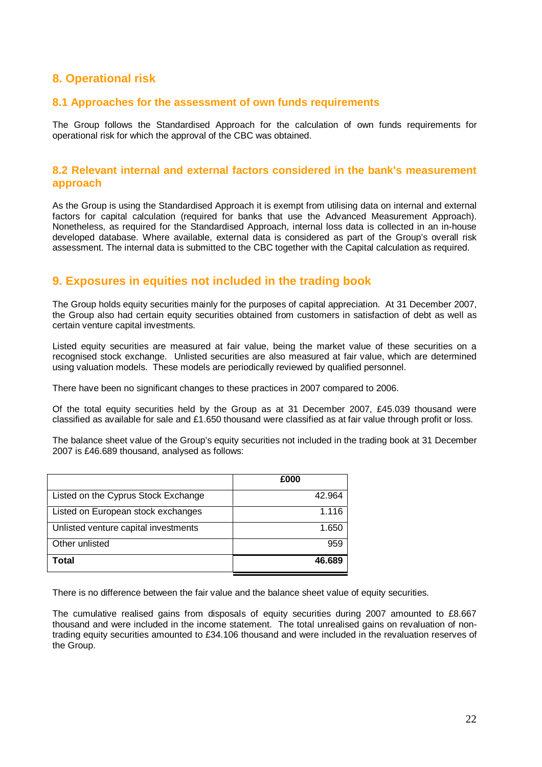## 8. Operational risk

### 8.1 Approaches for the assessment of own funds requirements

The Group follows the Standardised Approach for the calculation of own funds requirements for operational risk for which the approval of the CBC was obtained.

### 8.2 Relevant internal and external factors considered in the bank's measurement approach

As the Group is using the Standardised Approach it is exempt from utilising data on internal and external factors for capital calculation (required for banks that use the Advanced Measurement Approach). Nonetheless, as required for the Standardised Approach, internal loss data is collected in an in-house developed database. Where available, external data is considered as part of the Group's overall risk assessment. The internal data is submitted to the CBC together with the Capital calculation as required.

## 9. Exposures in equities not included in the trading book

The Group holds equity securities mainly for the purposes of capital appreciation. At 31 December 2007, the Group also had certain equity securities obtained from customers in satisfaction of debt as well as certain venture capital investments.

Listed equity securities are measured at fair value, being the market value of these securities on a recognised stock exchange. Unlisted securities are also measured at fair value, which are determined using valuation models. These models are periodically reviewed by qualified personnel.

There have been no significant changes to these practices in 2007 compared to 2006.

Of the total equity securities held by the Group as at 31 December 2007, £45.039 thousand were classified as available for sale and £1.650 thousand were classified as at fair value through profit or loss.

The balance sheet value of the Group's equity securities not included in the trading book at 31 December 2007 is £46.689 thousand, analysed as follows:

| | £000 |
|---|---|
| Listed on the Cyprus Stock Exchange | 42.964 |
| Listed on European stock exchanges | 1.116 |
| Unlisted venture capital investments | 1.650 |
| Other unlisted | 959 |
| **Total** | **46.689** |

There is no difference between the fair value and the balance sheet value of equity securities.

The cumulative realised gains from disposals of equity securities during 2007 amounted to £8.667 thousand and were included in the income statement. The total unrealised gains on revaluation of non-trading equity securities amounted to £34.106 thousand and were included in the revaluation reserves of the Group.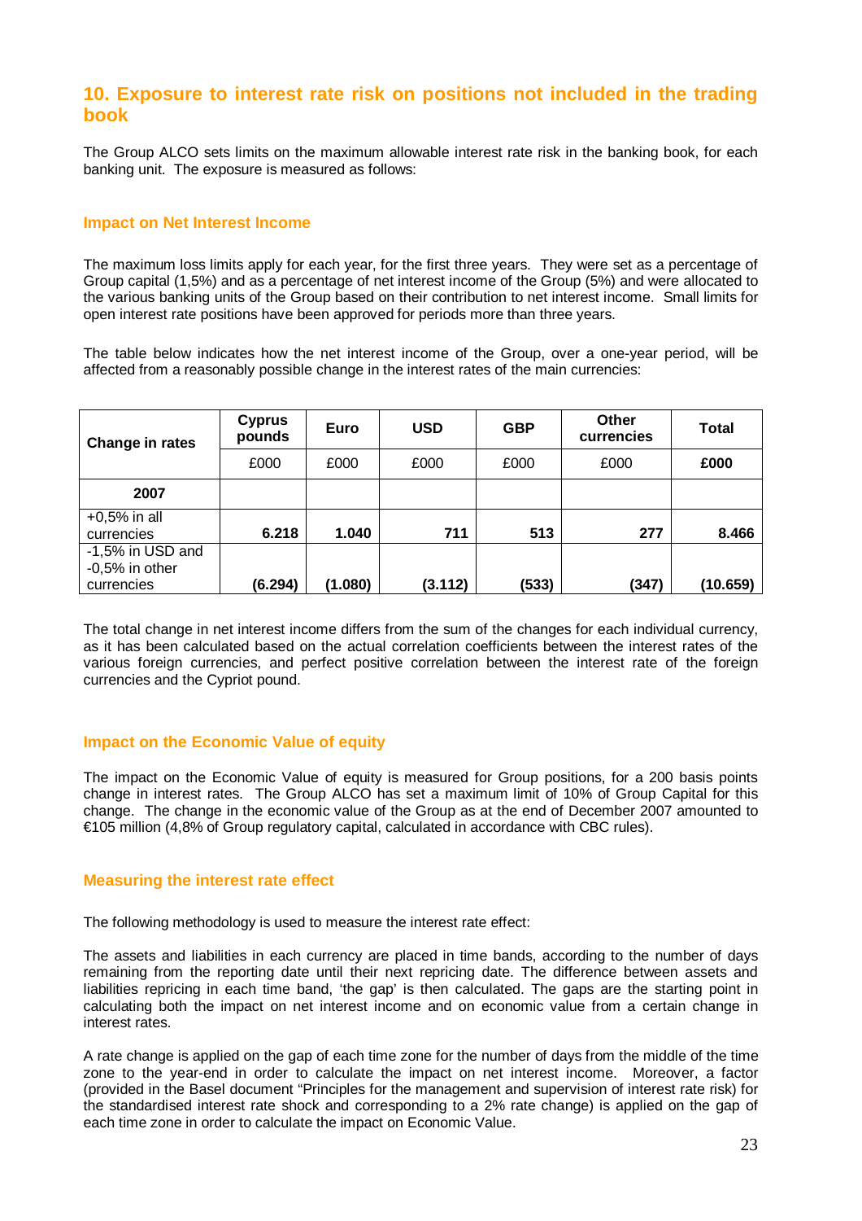## 10. Exposure to interest rate risk on positions not included in the trading book

The Group ALCO sets limits on the maximum allowable interest rate risk in the banking book, for each banking unit. The exposure is measured as follows:

### Impact on Net Interest Income

The maximum loss limits apply for each year, for the first three years. They were set as a percentage of Group capital (1,5%) and as a percentage of net interest income of the Group (5%) and were allocated to the various banking units of the Group based on their contribution to net interest income. Small limits for open interest rate positions have been approved for periods more than three years.

The table below indicates how the net interest income of the Group, over a one-year period, will be affected from a reasonably possible change in the interest rates of the main currencies:

| Change in rates | Cyprus pounds | Euro | USD | GBP | Other currencies | Total |
|---|---|---|---|---|---|---|
| | £000 | £000 | £000 | £000 | £000 | **£000** |
| **2007** | | | | | | |
| +0,5% in all currencies | **6.218** | **1.040** | **711** | **513** | **277** | **8.466** |
| -1,5% in USD and -0,5% in other currencies | **(6.294)** | **(1.080)** | **(3.112)** | **(533)** | **(347)** | **(10.659)** |

The total change in net interest income differs from the sum of the changes for each individual currency, as it has been calculated based on the actual correlation coefficients between the interest rates of the various foreign currencies, and perfect positive correlation between the interest rate of the foreign currencies and the Cypriot pound.

### Impact on the Economic Value of equity

The impact on the Economic Value of equity is measured for Group positions, for a 200 basis points change in interest rates. The Group ALCO has set a maximum limit of 10% of Group Capital for this change. The change in the economic value of the Group as at the end of December 2007 amounted to €105 million (4,8% of Group regulatory capital, calculated in accordance with CBC rules).

### Measuring the interest rate effect

The following methodology is used to measure the interest rate effect:

The assets and liabilities in each currency are placed in time bands, according to the number of days remaining from the reporting date until their next repricing date. The difference between assets and liabilities repricing in each time band, 'the gap' is then calculated. The gaps are the starting point in calculating both the impact on net interest income and on economic value from a certain change in interest rates.

A rate change is applied on the gap of each time zone for the number of days from the middle of the time zone to the year-end in order to calculate the impact on net interest income. Moreover, a factor (provided in the Basel document "Principles for the management and supervision of interest rate risk) for the standardised interest rate shock and corresponding to a 2% rate change) is applied on the gap of each time zone in order to calculate the impact on Economic Value.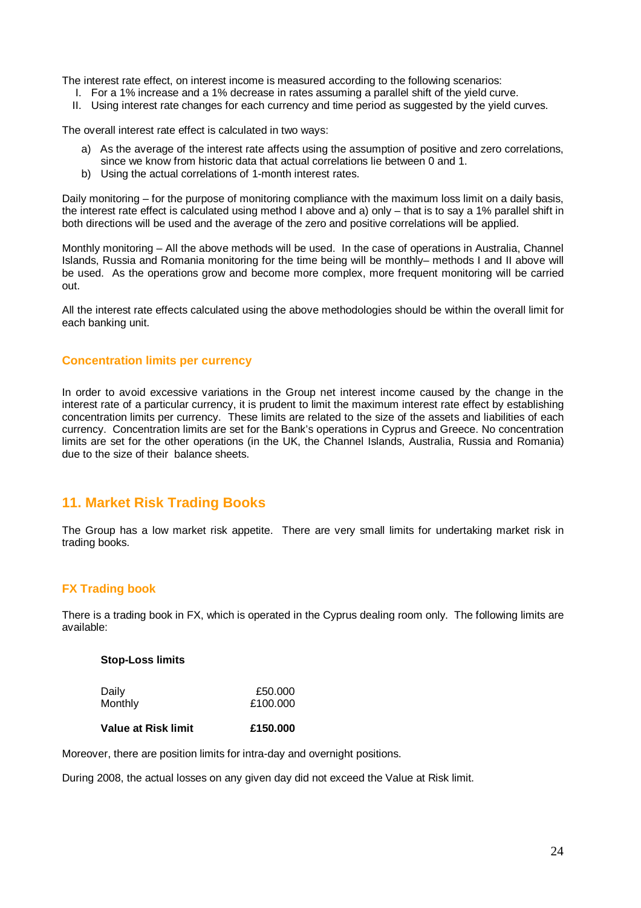The interest rate effect, on interest income is measured according to the following scenarios:

I. For a 1% increase and a 1% decrease in rates assuming a parallel shift of the yield curve.
II. Using interest rate changes for each currency and time period as suggested by the yield curves.

The overall interest rate effect is calculated in two ways:

a) As the average of the interest rate affects using the assumption of positive and zero correlations, since we know from historic data that actual correlations lie between 0 and 1.
b) Using the actual correlations of 1-month interest rates.

Daily monitoring – for the purpose of monitoring compliance with the maximum loss limit on a daily basis, the interest rate effect is calculated using method I above and a) only – that is to say a 1% parallel shift in both directions will be used and the average of the zero and positive correlations will be applied.

Monthly monitoring – All the above methods will be used. In the case of operations in Australia, Channel Islands, Russia and Romania monitoring for the time being will be monthly– methods I and II above will be used. As the operations grow and become more complex, more frequent monitoring will be carried out.

All the interest rate effects calculated using the above methodologies should be within the overall limit for each banking unit.

### Concentration limits per currency

In order to avoid excessive variations in the Group net interest income caused by the change in the interest rate of a particular currency, it is prudent to limit the maximum interest rate effect by establishing concentration limits per currency. These limits are related to the size of the assets and liabilities of each currency. Concentration limits are set for the Bank's operations in Cyprus and Greece. No concentration limits are set for the other operations (in the UK, the Channel Islands, Australia, Russia and Romania) due to the size of their balance sheets.

## 11. Market Risk Trading Books

The Group has a low market risk appetite. There are very small limits for undertaking market risk in trading books.

### FX Trading book

There is a trading book in FX, which is operated in the Cyprus dealing room only. The following limits are available:

| **Stop-Loss limits** | |
|---|---|
| Daily | £50.000 |
| Monthly | £100.000 |
| **Value at Risk limit** | **£150.000** |

Moreover, there are position limits for intra-day and overnight positions.

During 2008, the actual losses on any given day did not exceed the Value at Risk limit.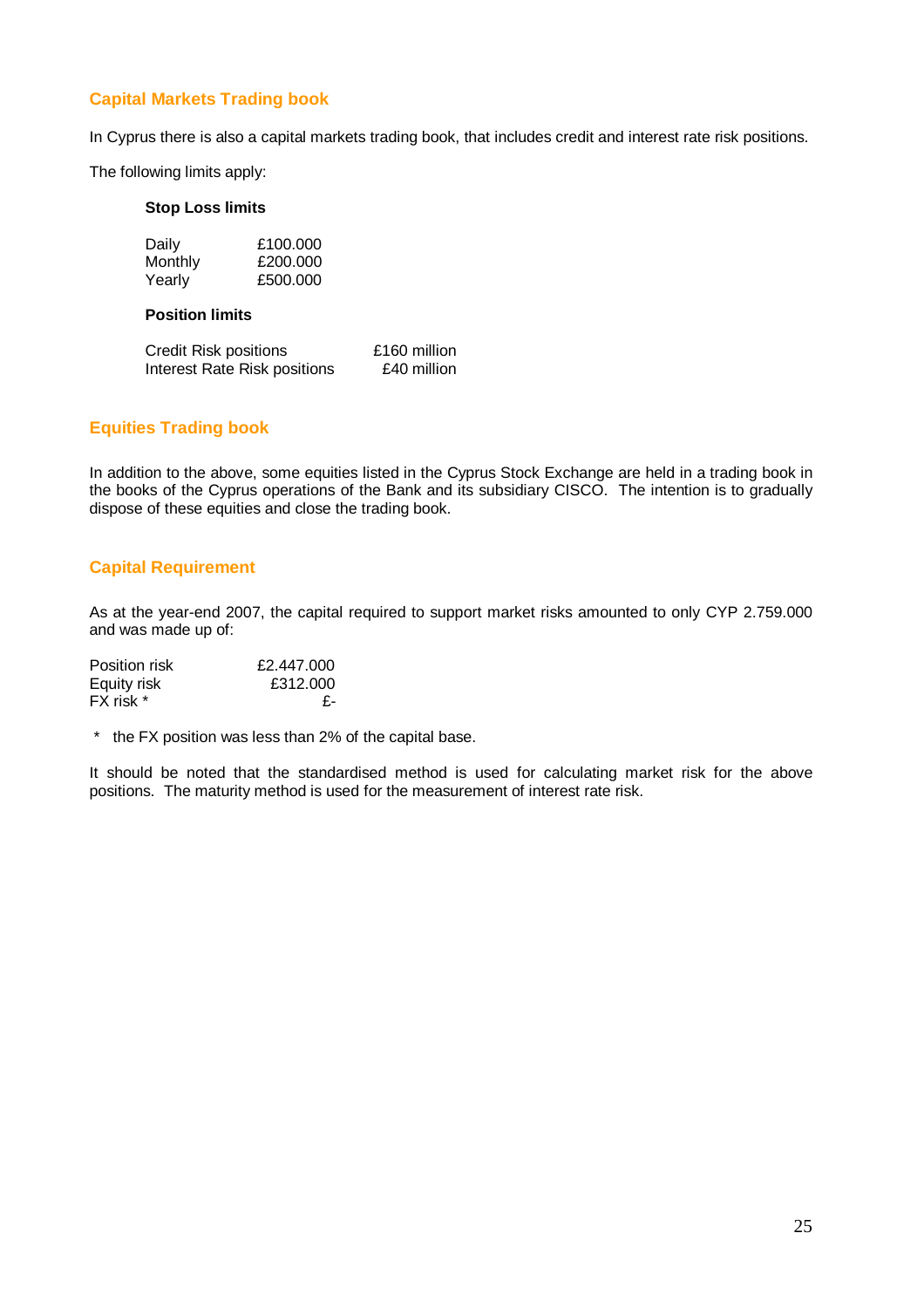## Capital Markets Trading book

In Cyprus there is also a capital markets trading book, that includes credit and interest rate risk positions.

The following limits apply:

**Stop Loss limits**

| | |
|---|---|
| Daily | £100.000 |
| Monthly | £200.000 |
| Yearly | £500.000 |

**Position limits**

| | |
|---|---|
| Credit Risk positions | £160 million |
| Interest Rate Risk positions | £40 million |

## Equities Trading book

In addition to the above, some equities listed in the Cyprus Stock Exchange are held in a trading book in the books of the Cyprus operations of the Bank and its subsidiary CISCO. The intention is to gradually dispose of these equities and close the trading book.

## Capital Requirement

As at the year-end 2007, the capital required to support market risks amounted to only CYP 2.759.000 and was made up of:

| | |
|---|---|
| Position risk | £2.447.000 |
| Equity risk | £312.000 |
| FX risk * | £- |

\* the FX position was less than 2% of the capital base.

It should be noted that the standardised method is used for calculating market risk for the above positions. The maturity method is used for the measurement of interest rate risk.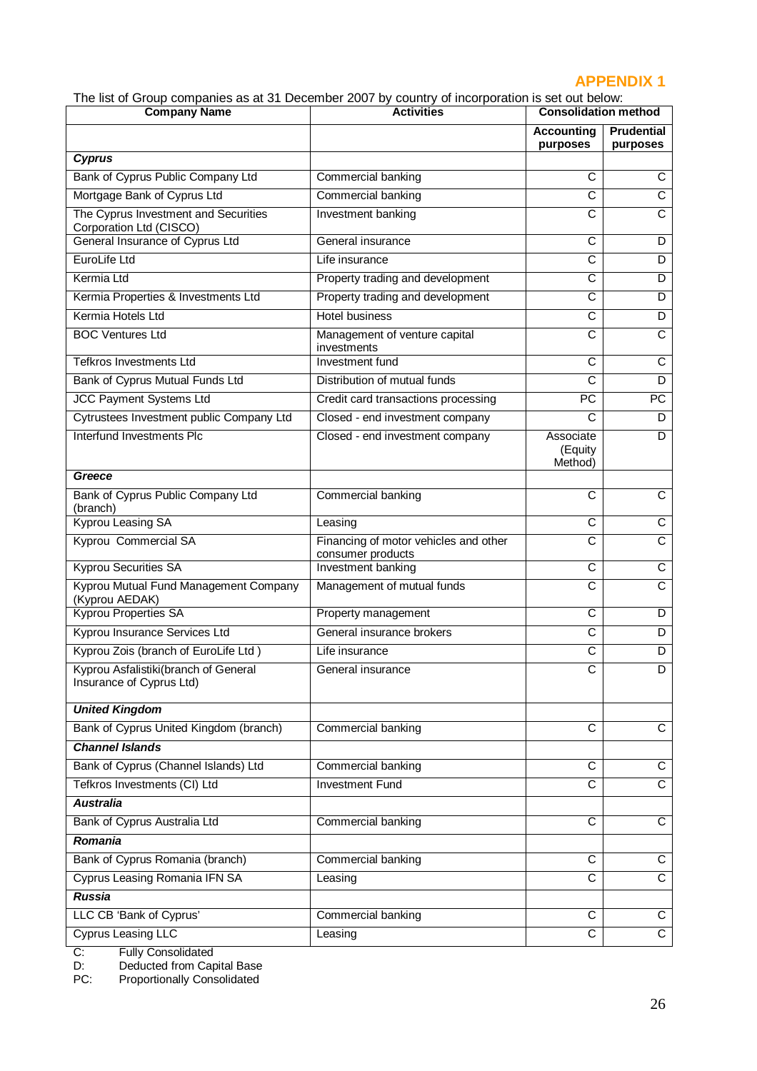## APPENDIX 1

The list of Group companies as at 31 December 2007 by country of incorporation is set out below:

| Company Name | Activities | Consolidation method | |
|---|---|---|---|
| | | Accounting purposes | Prudential purposes |
| ***Cyprus*** | | | |
| Bank of Cyprus Public Company Ltd | Commercial banking | C | C |
| Mortgage Bank of Cyprus Ltd | Commercial banking | C | C |
| The Cyprus Investment and Securities Corporation Ltd (CISCO) | Investment banking | C | C |
| General Insurance of Cyprus Ltd | General insurance | C | D |
| EuroLife Ltd | Life insurance | C | D |
| Kermia Ltd | Property trading and development | C | D |
| Kermia Properties & Investments Ltd | Property trading and development | C | D |
| Kermia Hotels Ltd | Hotel business | C | D |
| BOC Ventures Ltd | Management of venture capital investments | C | C |
| Tefkros Investments Ltd | Investment fund | C | C |
| Bank of Cyprus Mutual Funds Ltd | Distribution of mutual funds | C | D |
| JCC Payment Systems Ltd | Credit card transactions processing | PC | PC |
| Cytrustees Investment public Company Ltd | Closed - end investment company | C | D |
| Interfund Investments Plc | Closed - end investment company | Associate (Equity Method) | D |
| ***Greece*** | | | |
| Bank of Cyprus Public Company Ltd (branch) | Commercial banking | C | C |
| Kyprou Leasing SA | Leasing | C | C |
| Kyprou Commercial SA | Financing of motor vehicles and other consumer products | C | C |
| Kyprou Securities SA | Investment banking | C | C |
| Kyprou Mutual Fund Management Company (Kyprou AEDAK) | Management of mutual funds | C | C |
| Kyprou Properties SA | Property management | C | D |
| Kyprou Insurance Services Ltd | General insurance brokers | C | D |
| Kyprou Zois (branch of EuroLife Ltd ) | Life insurance | C | D |
| Kyprou Asfalistiki(branch of General Insurance of Cyprus Ltd) | General insurance | C | D |
| ***United Kingdom*** | | | |
| Bank of Cyprus United Kingdom (branch) | Commercial banking | C | C |
| ***Channel Islands*** | | | |
| Bank of Cyprus (Channel Islands) Ltd | Commercial banking | C | C |
| Tefkros Investments (CI) Ltd | Investment Fund | C | C |
| ***Australia*** | | | |
| Bank of Cyprus Australia Ltd | Commercial banking | C | C |
| ***Romania*** | | | |
| Bank of Cyprus Romania (branch) | Commercial banking | C | C |
| Cyprus Leasing Romania IFN SA | Leasing | C | C |
| ***Russia*** | | | |
| LLC CB 'Bank of Cyprus' | Commercial banking | C | C |
| Cyprus Leasing LLC | Leasing | C | C |

C: Fully Consolidated  
D: Deducted from Capital Base  
PC: Proportionally Consolidated